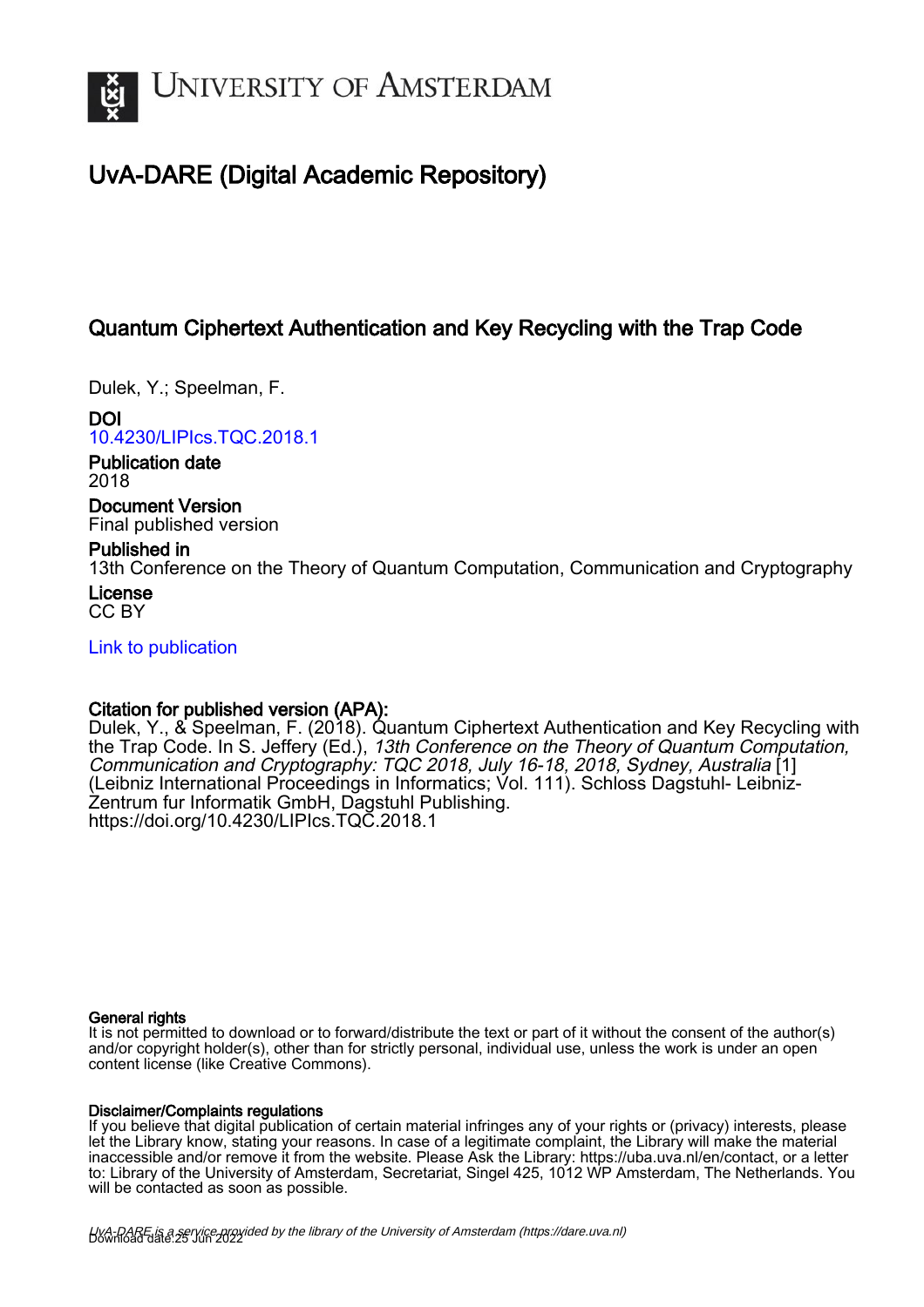# UvA-DARE (Digital Academic Repository)

## Quantum Ciphertext Authentication and Key Recycling with the Trap Code

Dulek, Y.; Speelman, F.

**DOI**
10.4230/LIPIcs.TQC.2018.1

**Publication date**
2018

**Document Version**
Final published version

**Published in**
13th Conference on the Theory of Quantum Computation, Communication and Cryptography

**License**
CC BY

Link to publication

**Citation for published version (APA):**
Dulek, Y., & Speelman, F. (2018). Quantum Ciphertext Authentication and Key Recycling with the Trap Code. In S. Jeffery (Ed.), *13th Conference on the Theory of Quantum Computation, Communication and Cryptography: TQC 2018, July 16-18, 2018, Sydney, Australia* [1] (Leibniz International Proceedings in Informatics; Vol. 111). Schloss Dagstuhl- Leibniz-Zentrum fur Informatik GmbH, Dagstuhl Publishing. https://doi.org/10.4230/LIPIcs.TQC.2018.1

**General rights**
It is not permitted to download or to forward/distribute the text or part of it without the consent of the author(s) and/or copyright holder(s), other than for strictly personal, individual use, unless the work is under an open content license (like Creative Commons).

**Disclaimer/Complaints regulations**
If you believe that digital publication of certain material infringes any of your rights or (privacy) interests, please let the Library know, stating your reasons. In case of a legitimate complaint, the Library will make the material inaccessible and/or remove it from the website. Please Ask the Library: https://uba.uva.nl/en/contact, or a letter to: Library of the University of Amsterdam, Secretariat, Singel 425, 1012 WP Amsterdam, The Netherlands. You will be contacted as soon as possible.

UvA-DARE is a service provided by the library of the University of Amsterdam (https://dare.uva.nl)
Download date:25 Jun 2022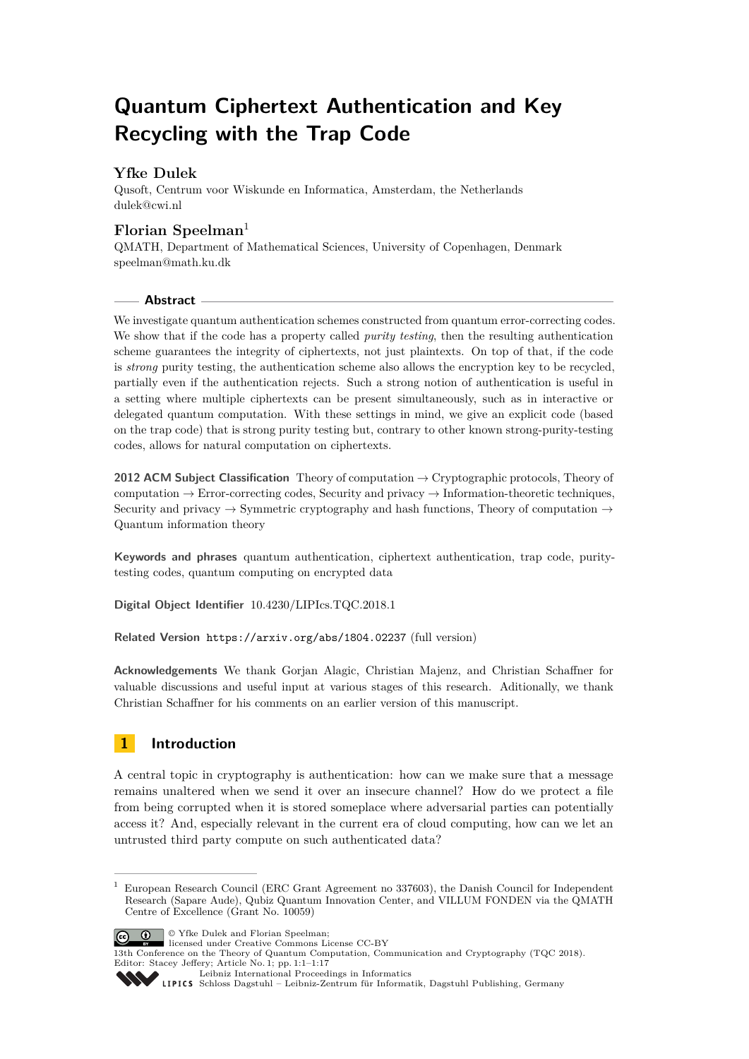# Quantum Ciphertext Authentication and Key Recycling with the Trap Code

## Yfke Dulek

Qusoft, Centrum voor Wiskunde en Informatica, Amsterdam, the Netherlands
dulek@cwi.nl

## Florian Speelman[1]

QMATH, Department of Mathematical Sciences, University of Copenhagen, Denmark
speelman@math.ku.dk

## Abstract

We investigate quantum authentication schemes constructed from quantum error-correcting codes. We show that if the code has a property called *purity testing*, then the resulting authentication scheme guarantees the integrity of ciphertexts, not just plaintexts. On top of that, if the code is *strong* purity testing, the authentication scheme also allows the encryption key to be recycled, partially even if the authentication rejects. Such a strong notion of authentication is useful in a setting where multiple ciphertexts can be present simultaneously, such as in interactive or delegated quantum computation. With these settings in mind, we give an explicit code (based on the trap code) that is strong purity testing but, contrary to other known strong-purity-testing codes, allows for natural computation on ciphertexts.

**2012 ACM Subject Classification** Theory of computation → Cryptographic protocols, Theory of computation → Error-correcting codes, Security and privacy → Information-theoretic techniques, Security and privacy → Symmetric cryptography and hash functions, Theory of computation → Quantum information theory

**Keywords and phrases** quantum authentication, ciphertext authentication, trap code, purity-testing codes, quantum computing on encrypted data

**Digital Object Identifier** 10.4230/LIPIcs.TQC.2018.1

**Related Version** https://arxiv.org/abs/1804.02237 (full version)

**Acknowledgements** We thank Gorjan Alagic, Christian Majenz, and Christian Schaffner for valuable discussions and useful input at various stages of this research. Aditionally, we thank Christian Schaffner for his comments on an earlier version of this manuscript.

## 1 Introduction

A central topic in cryptography is authentication: how can we make sure that a message remains unaltered when we send it over an insecure channel? How do we protect a file from being corrupted when it is stored someplace where adversarial parties can potentially access it? And, especially relevant in the current era of cloud computing, how can we let an untrusted third party compute on such authenticated data?

[1] European Research Council (ERC Grant Agreement no 337603), the Danish Council for Independent Research (Sapare Aude), Qubiz Quantum Innovation Center, and VILLUM FONDEN via the QMATH Centre of Excellence (Grant No. 10059)

© Yfke Dulek and Florian Speelman; licensed under Creative Commons License CC-BY
13th Conference on the Theory of Quantum Computation, Communication and Cryptography (TQC 2018).
Editor: Stacey Jeffery; Article No. 1; pp. 1:1–1:17
Leibniz International Proceedings in Informatics
Schloss Dagstuhl – Leibniz-Zentrum für Informatik, Dagstuhl Publishing, Germany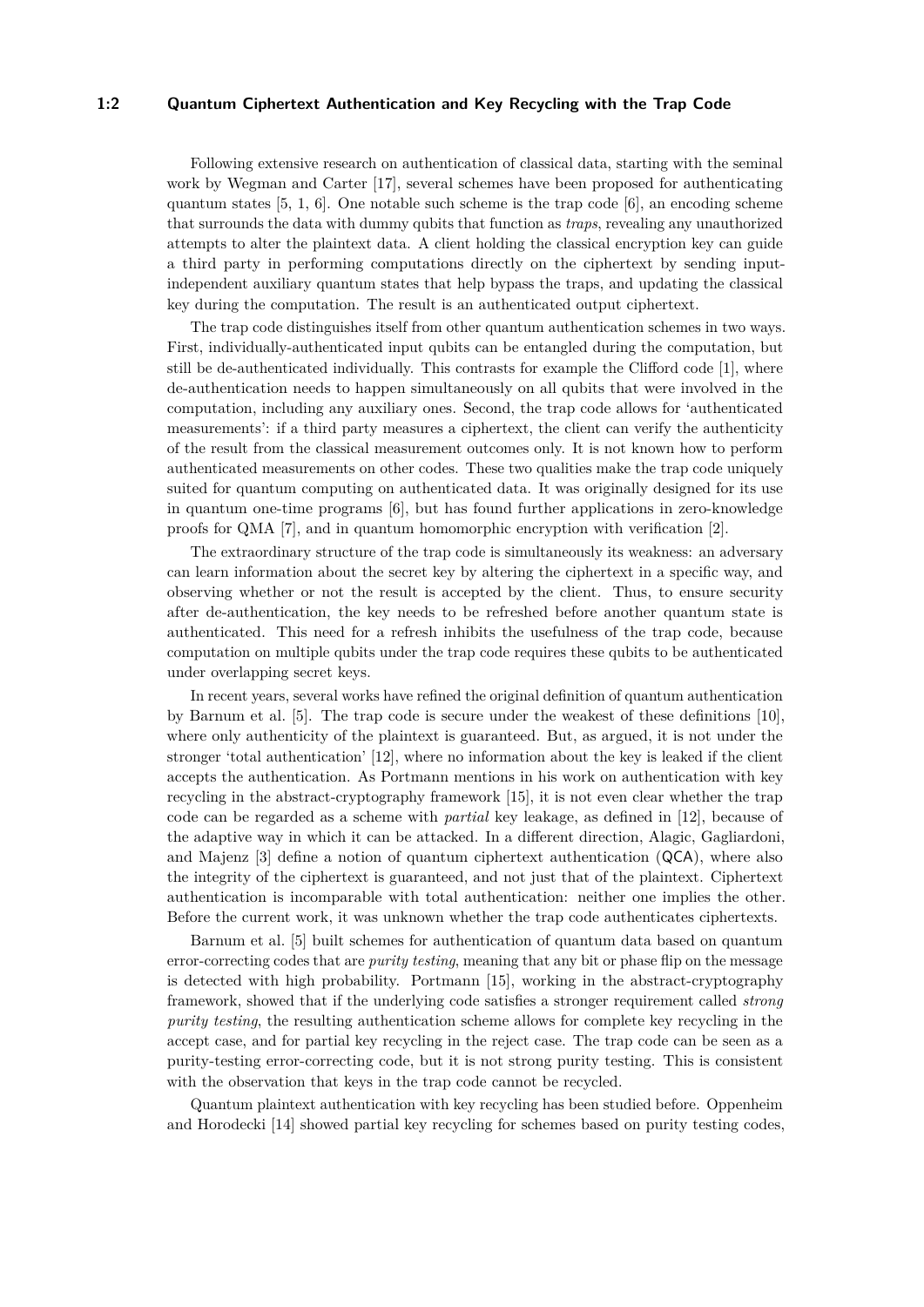Following extensive research on authentication of classical data, starting with the seminal work by Wegman and Carter [17], several schemes have been proposed for authenticating quantum states [5, 1, 6]. One notable such scheme is the trap code [6], an encoding scheme that surrounds the data with dummy qubits that function as *traps*, revealing any unauthorized attempts to alter the plaintext data. A client holding the classical encryption key can guide a third party in performing computations directly on the ciphertext by sending input-independent auxiliary quantum states that help bypass the traps, and updating the classical key during the computation. The result is an authenticated output ciphertext.

The trap code distinguishes itself from other quantum authentication schemes in two ways. First, individually-authenticated input qubits can be entangled during the computation, but still be de-authenticated individually. This contrasts for example the Clifford code [1], where de-authentication needs to happen simultaneously on all qubits that were involved in the computation, including any auxiliary ones. Second, the trap code allows for 'authenticated measurements': if a third party measures a ciphertext, the client can verify the authenticity of the result from the classical measurement outcomes only. It is not known how to perform authenticated measurements on other codes. These two qualities make the trap code uniquely suited for quantum computing on authenticated data. It was originally designed for its use in quantum one-time programs [6], but has found further applications in zero-knowledge proofs for QMA [7], and in quantum homomorphic encryption with verification [2].

The extraordinary structure of the trap code is simultaneously its weakness: an adversary can learn information about the secret key by altering the ciphertext in a specific way, and observing whether or not the result is accepted by the client. Thus, to ensure security after de-authentication, the key needs to be refreshed before another quantum state is authenticated. This need for a refresh inhibits the usefulness of the trap code, because computation on multiple qubits under the trap code requires these qubits to be authenticated under overlapping secret keys.

In recent years, several works have refined the original definition of quantum authentication by Barnum et al. [5]. The trap code is secure under the weakest of these definitions [10], where only authenticity of the plaintext is guaranteed. But, as argued, it is not under the stronger 'total authentication' [12], where no information about the key is leaked if the client accepts the authentication. As Portmann mentions in his work on authentication with key recycling in the abstract-cryptography framework [15], it is not even clear whether the trap code can be regarded as a scheme with *partial* key leakage, as defined in [12], because of the adaptive way in which it can be attacked. In a different direction, Alagic, Gagliardoni, and Majenz [3] define a notion of quantum ciphertext authentication (QCA), where also the integrity of the ciphertext is guaranteed, and not just that of the plaintext. Ciphertext authentication is incomparable with total authentication: neither one implies the other. Before the current work, it was unknown whether the trap code authenticates ciphertexts.

Barnum et al. [5] built schemes for authentication of quantum data based on quantum error-correcting codes that are *purity testing*, meaning that any bit or phase flip on the message is detected with high probability. Portmann [15], working in the abstract-cryptography framework, showed that if the underlying code satisfies a stronger requirement called *strong purity testing*, the resulting authentication scheme allows for complete key recycling in the accept case, and for partial key recycling in the reject case. The trap code can be seen as a purity-testing error-correcting code, but it is not strong purity testing. This is consistent with the observation that keys in the trap code cannot be recycled.

Quantum plaintext authentication with key recycling has been studied before. Oppenheim and Horodecki [14] showed partial key recycling for schemes based on purity testing codes,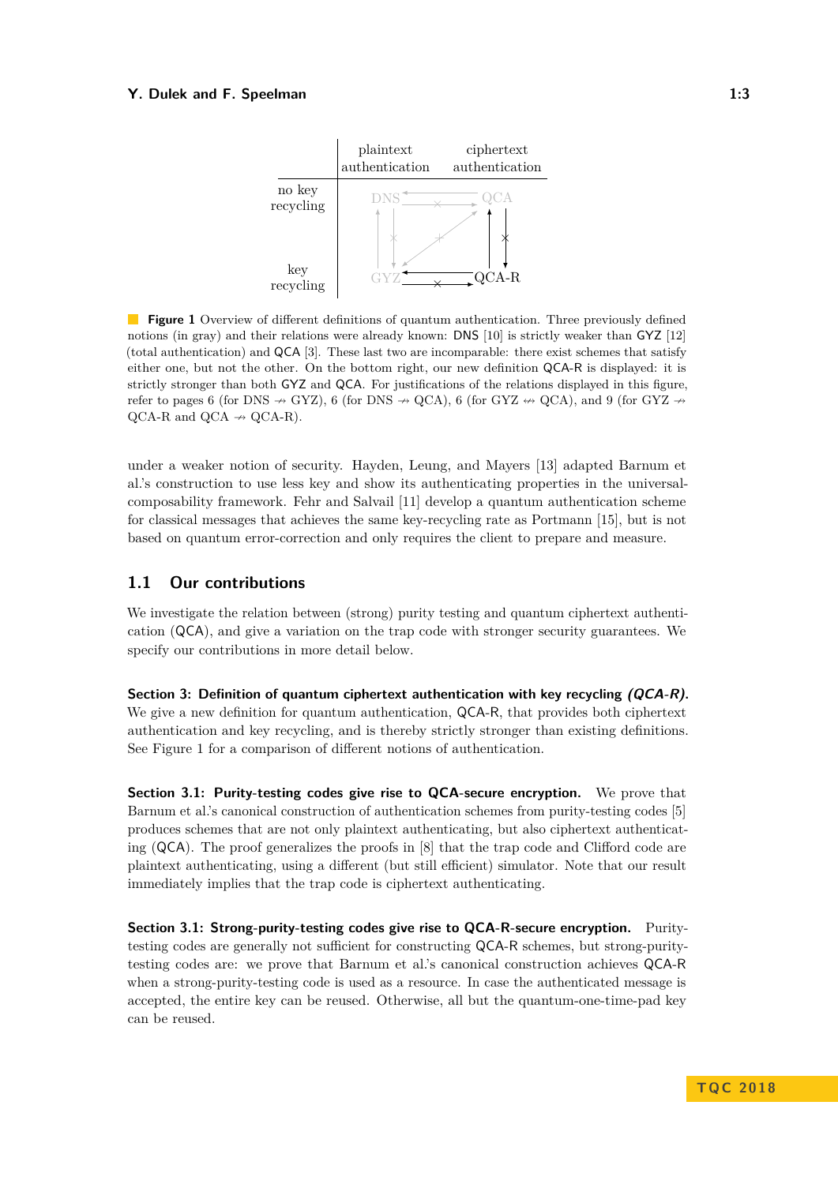| | plaintext authentication | ciphertext authentication |
|---|---|---|
| no key recycling | DNS | QCA |
| key recycling | GYZ | QCA-R |

**Figure 1** Overview of different definitions of quantum authentication. Three previously defined notions (in gray) and their relations were already known: DNS [10] is strictly weaker than GYZ [12] (total authentication) and QCA [3]. These last two are incomparable: there exist schemes that satisfy either one, but not the other. On the bottom right, our new definition QCA-R is displayed: it is strictly stronger than both GYZ and QCA. For justifications of the relations displayed in this figure, refer to pages 6 (for DNS $\nrightarrow$ GYZ), 6 (for DNS $\nrightarrow$ QCA), 6 (for GYZ $\nleftrightarrow$ QCA), and 9 (for GYZ $\nrightarrow$ QCA-R and QCA $\nrightarrow$ QCA-R).

under a weaker notion of security. Hayden, Leung, and Mayers [13] adapted Barnum et al.'s construction to use less key and show its authenticating properties in the universal-composability framework. Fehr and Salvail [11] develop a quantum authentication scheme for classical messages that achieves the same key-recycling rate as Portmann [15], but is not based on quantum error-correction and only requires the client to prepare and measure.

## 1.1 Our contributions

We investigate the relation between (strong) purity testing and quantum ciphertext authentication (QCA), and give a variation on the trap code with stronger security guarantees. We specify our contributions in more detail below.

**Section 3: Definition of quantum ciphertext authentication with key recycling *(QCA-R)*.** We give a new definition for quantum authentication, QCA-R, that provides both ciphertext authentication and key recycling, and is thereby strictly stronger than existing definitions. See Figure 1 for a comparison of different notions of authentication.

**Section 3.1: Purity-testing codes give rise to QCA-secure encryption.** We prove that Barnum et al.'s canonical construction of authentication schemes from purity-testing codes [5] produces schemes that are not only plaintext authenticating, but also ciphertext authenticating (QCA). The proof generalizes the proofs in [8] that the trap code and Clifford code are plaintext authenticating, using a different (but still efficient) simulator. Note that our result immediately implies that the trap code is ciphertext authenticating.

**Section 3.1: Strong-purity-testing codes give rise to QCA-R-secure encryption.** Purity-testing codes are generally not sufficient for constructing QCA-R schemes, but strong-purity-testing codes are: we prove that Barnum et al.'s canonical construction achieves QCA-R when a strong-purity-testing code is used as a resource. In case the authenticated message is accepted, the entire key can be reused. Otherwise, all but the quantum-one-time-pad key can be reused.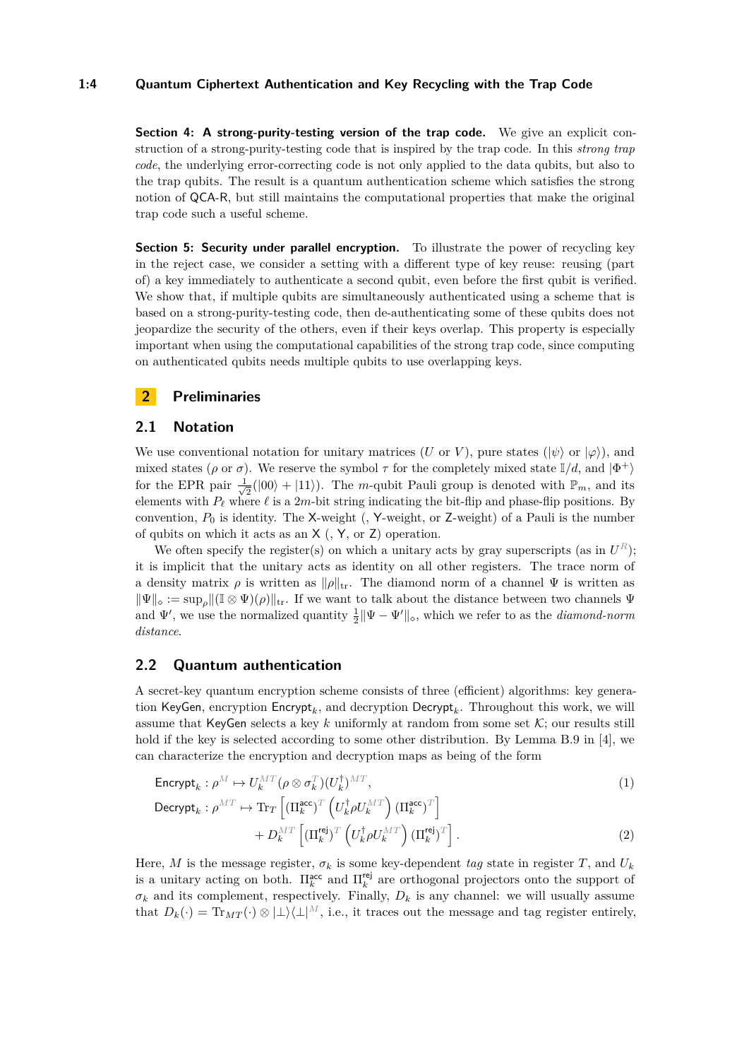**Section 4: A strong-purity-testing version of the trap code.** We give an explicit construction of a strong-purity-testing code that is inspired by the trap code. In this *strong trap code*, the underlying error-correcting code is not only applied to the data qubits, but also to the trap qubits. The result is a quantum authentication scheme which satisfies the strong notion of QCA-R, but still maintains the computational properties that make the original trap code such a useful scheme.

**Section 5: Security under parallel encryption.** To illustrate the power of recycling key in the reject case, we consider a setting with a different type of key reuse: reusing (part of) a key immediately to authenticate a second qubit, even before the first qubit is verified. We show that, if multiple qubits are simultaneously authenticated using a scheme that is based on a strong-purity-testing code, then de-authenticating some of these qubits does not jeopardize the security of the others, even if their keys overlap. This property is especially important when using the computational capabilities of the strong trap code, since computing on authenticated qubits needs multiple qubits to use overlapping keys.

## 2 Preliminaries

### 2.1 Notation

We use conventional notation for unitary matrices ($U$ or $V$), pure states ($|\psi\rangle$ or $|\varphi\rangle$), and mixed states ($\rho$ or $\sigma$). We reserve the symbol $\tau$ for the completely mixed state $\mathbb{I}/d$, and $|\Phi^+\rangle$ for the EPR pair $\frac{1}{\sqrt{2}}(|00\rangle + |11\rangle)$. The $m$-qubit Pauli group is denoted with $\mathbb{P}_m$, and its elements with $P_\ell$ where $\ell$ is a $2m$-bit string indicating the bit-flip and phase-flip positions. By convention, $P_0$ is identity. The X-weight (, Y-weight, or Z-weight) of a Pauli is the number of qubits on which it acts as an X (, Y, or Z) operation.

We often specify the register(s) on which a unitary acts by gray superscripts (as in $U^R$); it is implicit that the unitary acts as identity on all other registers. The trace norm of a density matrix $\rho$ is written as $\|\rho\|_{\text{tr}}$. The diamond norm of a channel $\Psi$ is written as $\|\Psi\|_\diamond := \sup_\rho \|(\mathbb{I} \otimes \Psi)(\rho)\|_{\text{tr}}$. If we want to talk about the distance between two channels $\Psi$ and $\Psi'$, we use the normalized quantity $\frac{1}{2}\|\Psi - \Psi'\|_\diamond$, which we refer to as the *diamond-norm distance*.

### 2.2 Quantum authentication

A secret-key quantum encryption scheme consists of three (efficient) algorithms: key generation KeyGen, encryption $\mathsf{Encrypt}_k$, and decryption $\mathsf{Decrypt}_k$. Throughout this work, we will assume that KeyGen selects a key $k$ uniformly at random from some set $\mathcal{K}$; our results still hold if the key is selected according to some other distribution. By Lemma B.9 in [4], we can characterize the encryption and decryption maps as being of the form

$$\mathsf{Encrypt}_k : \rho^M \mapsto U_k^{MT}(\rho \otimes \sigma_k^T)(U_k^\dagger)^{MT}, \tag{1}$$

$$\mathsf{Decrypt}_k : \rho^{MT} \mapsto \text{Tr}_T\left[(\Pi_k^{\mathsf{acc}})^T\left(U_k^\dagger \rho U_k^{MT}\right)(\Pi_k^{\mathsf{acc}})^T\right] + D_k^{MT}\left[(\Pi_k^{\mathsf{rej}})^T\left(U_k^\dagger \rho U_k^{MT}\right)(\Pi_k^{\mathsf{rej}})^T\right]. \tag{2}$$

Here, $M$ is the message register, $\sigma_k$ is some key-dependent *tag* state in register $T$, and $U_k$ is a unitary acting on both. $\Pi_k^{\mathsf{acc}}$ and $\Pi_k^{\mathsf{rej}}$ are orthogonal projectors onto the support of $\sigma_k$ and its complement, respectively. Finally, $D_k$ is any channel: we will usually assume that $D_k(\cdot) = \text{Tr}_{MT}(\cdot) \otimes |\bot\rangle\langle\bot|^M$, i.e., it traces out the message and tag register entirely,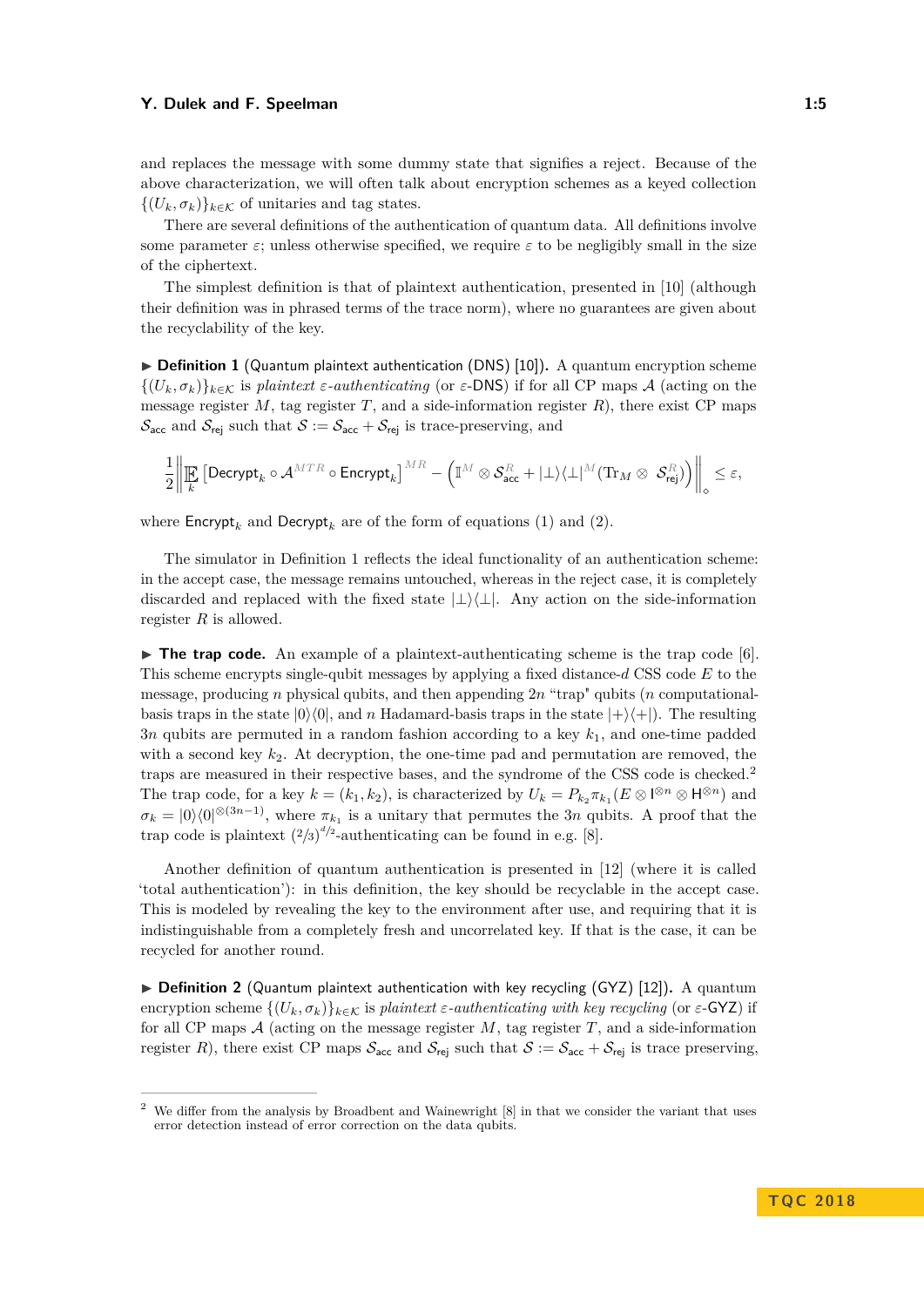and replaces the message with some dummy state that signifies a reject. Because of the above characterization, we will often talk about encryption schemes as a keyed collection $\{(U_k, \sigma_k)\}_{k\in\mathcal{K}}$ of unitaries and tag states.

There are several definitions of the authentication of quantum data. All definitions involve some parameter $\varepsilon$; unless otherwise specified, we require $\varepsilon$ to be negligibly small in the size of the ciphertext.

The simplest definition is that of plaintext authentication, presented in [10] (although their definition was in phrased terms of the trace norm), where no guarantees are given about the recyclability of the key.

▶ **Definition 1** (Quantum plaintext authentication (DNS) [10])**.** A quantum encryption scheme $\{(U_k, \sigma_k)\}_{k\in\mathcal{K}}$ is *plaintext $\varepsilon$-authenticating* (or $\varepsilon$-DNS) if for all CP maps $\mathcal{A}$ (acting on the message register $M$, tag register $T$, and a side-information register $R$), there exist CP maps $\mathcal{S}_{\mathsf{acc}}$ and $\mathcal{S}_{\mathsf{rej}}$ such that $\mathcal{S} := \mathcal{S}_{\mathsf{acc}} + \mathcal{S}_{\mathsf{rej}}$ is trace-preserving, and

$$\frac{1}{2}\left\|\mathop{\mathbb{E}}_{k}\left[\mathsf{Decrypt}_k \circ \mathcal{A}^{MTR} \circ \mathsf{Encrypt}_k\right]^{MR} - \left(\mathbb{I}^M \otimes \mathcal{S}^R_{\mathsf{acc}} + |\bot\rangle\langle\bot|^M (\mathrm{Tr}_M \otimes\ \mathcal{S}^R_{\mathsf{rej}})\right)\right\|_{\diamond} \leq \varepsilon,$$

where $\mathsf{Encrypt}_k$ and $\mathsf{Decrypt}_k$ are of the form of equations (1) and (2).

The simulator in Definition 1 reflects the ideal functionality of an authentication scheme: in the accept case, the message remains untouched, whereas in the reject case, it is completely discarded and replaced with the fixed state $|\bot\rangle\langle\bot|$. Any action on the side-information register $R$ is allowed.

▶ **The trap code.** An example of a plaintext-authenticating scheme is the trap code [6]. This scheme encrypts single-qubit messages by applying a fixed distance-$d$ CSS code $E$ to the message, producing $n$ physical qubits, and then appending $2n$ "trap" qubits ($n$ computational-basis traps in the state $|0\rangle\langle 0|$, and $n$ Hadamard-basis traps in the state $|+\rangle\langle +|$). The resulting $3n$ qubits are permuted in a random fashion according to a key $k_1$, and one-time padded with a second key $k_2$. At decryption, the one-time pad and permutation are removed, the traps are measured in their respective bases, and the syndrome of the CSS code is checked.[2] The trap code, for a key $k = (k_1, k_2)$, is characterized by $U_k = P_{k_2}\pi_{k_1}(E \otimes \mathsf{I}^{\otimes n} \otimes \mathsf{H}^{\otimes n})$ and $\sigma_k = |0\rangle\langle 0|^{\otimes(3n-1)}$, where $\pi_{k_1}$ is a unitary that permutes the $3n$ qubits. A proof that the trap code is plaintext $(2/3)^{d/2}$-authenticating can be found in e.g. [8].

Another definition of quantum authentication is presented in [12] (where it is called 'total authentication'): in this definition, the key should be recyclable in the accept case. This is modeled by revealing the key to the environment after use, and requiring that it is indistinguishable from a completely fresh and uncorrelated key. If that is the case, it can be recycled for another round.

▶ **Definition 2** (Quantum plaintext authentication with key recycling (GYZ) [12])**.** A quantum encryption scheme $\{(U_k, \sigma_k)\}_{k\in\mathcal{K}}$ is *plaintext $\varepsilon$-authenticating with key recycling* (or $\varepsilon$-GYZ) if for all CP maps $\mathcal{A}$ (acting on the message register $M$, tag register $T$, and a side-information register $R$), there exist CP maps $\mathcal{S}_{\mathsf{acc}}$ and $\mathcal{S}_{\mathsf{rej}}$ such that $\mathcal{S} := \mathcal{S}_{\mathsf{acc}} + \mathcal{S}_{\mathsf{rej}}$ is trace preserving,

[2] We differ from the analysis by Broadbent and Wainewright [8] in that we consider the variant that uses error detection instead of error correction on the data qubits.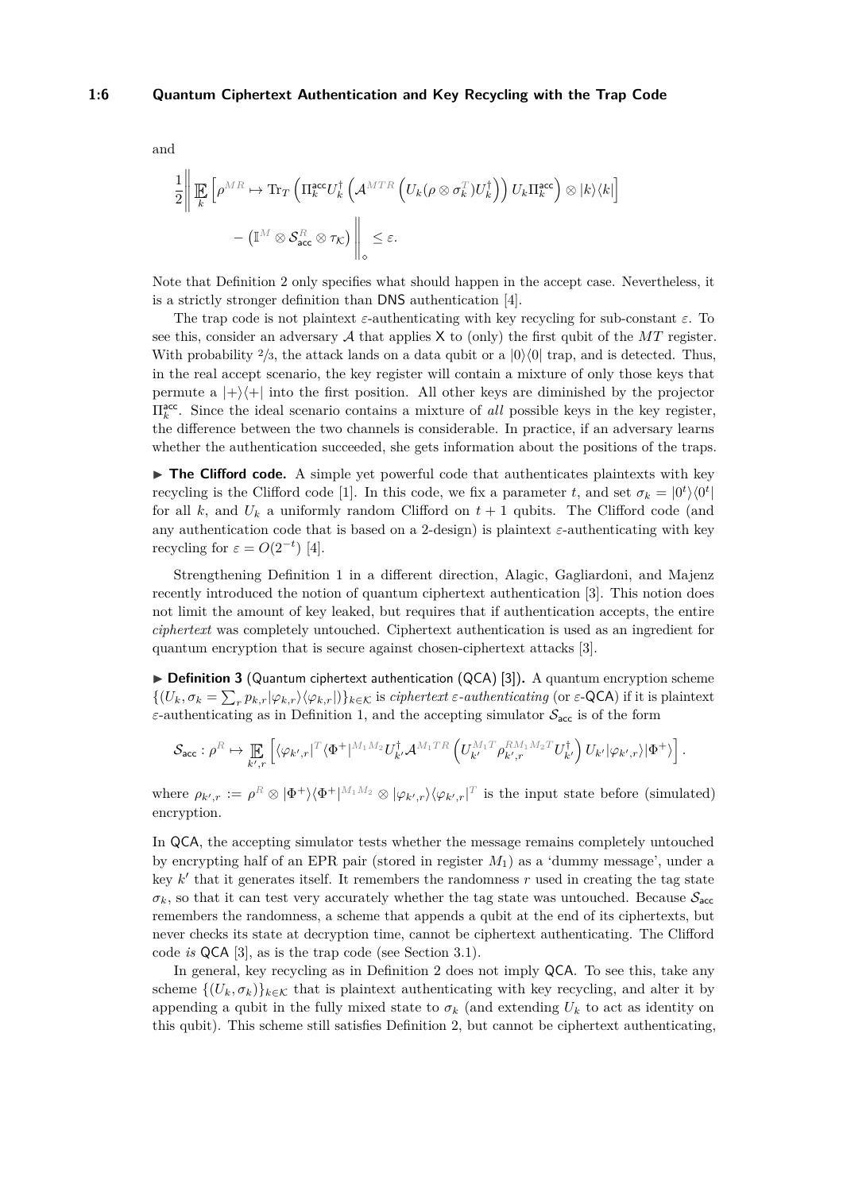and

$$\frac{1}{2}\left\| \mathop{\mathbb{E}}_{k}\left[\rho^{MR} \mapsto \mathrm{Tr}_T\left(\Pi^{\mathsf{acc}}_k U_k^\dagger \left(\mathcal{A}^{MTR}\left(U_k(\rho \otimes \sigma_k^T)U_k^\dagger\right)\right) U_k \Pi_k^{\mathsf{acc}}\right) \otimes |k\rangle\langle k|\right] \right.$$
$$\left. - \left(\mathbb{I}^M \otimes \mathcal{S}^R_{\mathsf{acc}} \otimes \tau_{\mathcal{K}}\right) \right\|_\diamond \leq \varepsilon.$$

Note that Definition 2 only specifies what should happen in the accept case. Nevertheless, it is a strictly stronger definition than DNS authentication [4].

The trap code is not plaintext $\varepsilon$-authenticating with key recycling for sub-constant $\varepsilon$. To see this, consider an adversary $\mathcal{A}$ that applies $\mathsf{X}$ to (only) the first qubit of the $MT$ register. With probability $2/3$, the attack lands on a data qubit or a $|0\rangle\langle 0|$ trap, and is detected. Thus, in the real accept scenario, the key register will contain a mixture of only those keys that permute a $|+\rangle\langle +|$ into the first position. All other keys are diminished by the projector $\Pi_k^{\mathsf{acc}}$. Since the ideal scenario contains a mixture of *all* possible keys in the key register, the difference between the two channels is considerable. In practice, if an adversary learns whether the authentication succeeded, she gets information about the positions of the traps.

▶ **The Clifford code.** A simple yet powerful code that authenticates plaintexts with key recycling is the Clifford code [1]. In this code, we fix a parameter $t$, and set $\sigma_k = |0^t\rangle\langle 0^t|$ for all $k$, and $U_k$ a uniformly random Clifford on $t+1$ qubits. The Clifford code (and any authentication code that is based on a 2-design) is plaintext $\varepsilon$-authenticating with key recycling for $\varepsilon = O(2^{-t})$ [4].

Strengthening Definition 1 in a different direction, Alagic, Gagliardoni, and Majenz recently introduced the notion of quantum ciphertext authentication [3]. This notion does not limit the amount of key leaked, but requires that if authentication accepts, the entire *ciphertext* was completely untouched. Ciphertext authentication is used as an ingredient for quantum encryption that is secure against chosen-ciphertext attacks [3].

▶ **Definition 3** (Quantum ciphertext authentication (QCA) [3])**.** A quantum encryption scheme $\{(U_k, \sigma_k = \sum_r p_{k,r}|\varphi_{k,r}\rangle\langle\varphi_{k,r}|)\}_{k\in\mathcal{K}}$ is *ciphertext $\varepsilon$-authenticating* (or $\varepsilon$-QCA) if it is plaintext $\varepsilon$-authenticating as in Definition 1, and the accepting simulator $\mathcal{S}_{\mathsf{acc}}$ is of the form

$$\mathcal{S}_{\mathsf{acc}} : \rho^R \mapsto \mathop{\mathbb{E}}_{k',r}\left[\langle\varphi_{k',r}|^T\langle\Phi^+|^{M_1M_2}U_{k'}^\dagger\mathcal{A}^{M_1TR}\left(U_{k'}^{M_1T}\rho_{k',r}^{RM_1M_2T}U_{k'}^\dagger\right)U_{k'}|\varphi_{k',r}\rangle|\Phi^+\rangle\right].$$

where $\rho_{k',r} := \rho^R \otimes |\Phi^+\rangle\langle\Phi^+|^{M_1M_2} \otimes |\varphi_{k',r}\rangle\langle\varphi_{k',r}|^T$ is the input state before (simulated) encryption.

In QCA, the accepting simulator tests whether the message remains completely untouched by encrypting half of an EPR pair (stored in register $M_1$) as a 'dummy message', under a key $k'$ that it generates itself. It remembers the randomness $r$ used in creating the tag state $\sigma_k$, so that it can test very accurately whether the tag state was untouched. Because $\mathcal{S}_{\mathsf{acc}}$ remembers the randomness, a scheme that appends a qubit at the end of its ciphertexts, but never checks its state at decryption time, cannot be ciphertext authenticating. The Clifford code *is* QCA [3], as is the trap code (see Section 3.1).

In general, key recycling as in Definition 2 does not imply QCA. To see this, take any scheme $\{(U_k, \sigma_k)\}_{k\in\mathcal{K}}$ that is plaintext authenticating with key recycling, and alter it by appending a qubit in the fully mixed state to $\sigma_k$ (and extending $U_k$ to act as identity on this qubit). This scheme still satisfies Definition 2, but cannot be ciphertext authenticating,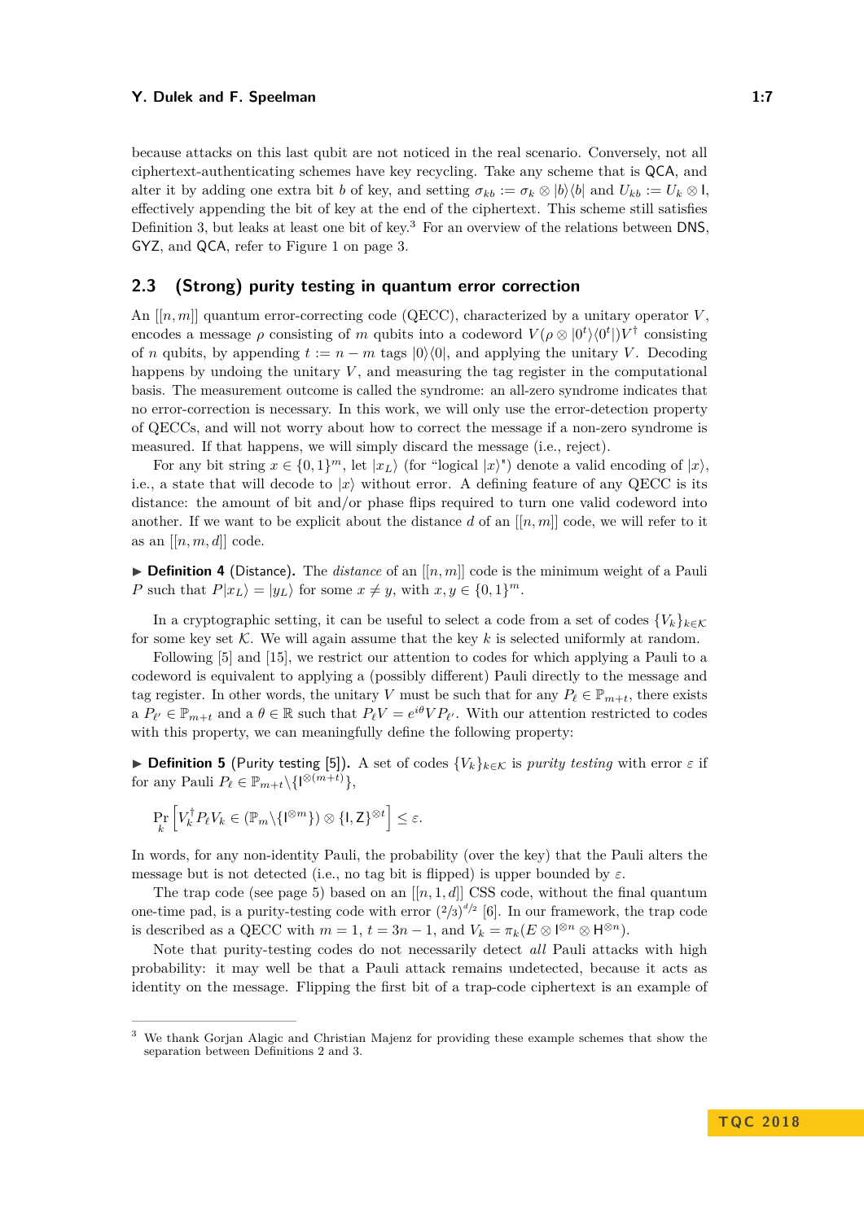because attacks on this last qubit are not noticed in the real scenario. Conversely, not all ciphertext-authenticating schemes have key recycling. Take any scheme that is QCA, and alter it by adding one extra bit $b$ of key, and setting $\sigma_{kb} := \sigma_k \otimes |b\rangle\langle b|$ and $U_{kb} := U_k \otimes \mathsf{I}$, effectively appending the bit of key at the end of the ciphertext. This scheme still satisfies Definition 3, but leaks at least one bit of key.[3] For an overview of the relations between DNS, GYZ, and QCA, refer to Figure 1 on page 3.

## 2.3 (Strong) purity testing in quantum error correction

An $[[n,m]]$ quantum error-correcting code (QECC), characterized by a unitary operator $V$, encodes a message $\rho$ consisting of $m$ qubits into a codeword $V(\rho \otimes |0^t\rangle\langle 0^t|)V^\dagger$ consisting of $n$ qubits, by appending $t := n - m$ tags $|0\rangle\langle 0|$, and applying the unitary $V$. Decoding happens by undoing the unitary $V$, and measuring the tag register in the computational basis. The measurement outcome is called the syndrome: an all-zero syndrome indicates that no error-correction is necessary. In this work, we will only use the error-detection property of QECCs, and will not worry about how to correct the message if a non-zero syndrome is measured. If that happens, we will simply discard the message (i.e., reject).

For any bit string $x \in \{0,1\}^m$, let $|x_L\rangle$ (for "logical $|x\rangle$") denote a valid encoding of $|x\rangle$, i.e., a state that will decode to $|x\rangle$ without error. A defining feature of any QECC is its distance: the amount of bit and/or phase flips required to turn one valid codeword into another. If we want to be explicit about the distance $d$ of an $[[n,m]]$ code, we will refer to it as an $[[n,m,d]]$ code.

▶ **Definition 4** (Distance). The *distance* of an $[[n,m]]$ code is the minimum weight of a Pauli $P$ such that $P|x_L\rangle = |y_L\rangle$ for some $x \neq y$, with $x, y \in \{0,1\}^m$.

In a cryptographic setting, it can be useful to select a code from a set of codes $\{V_k\}_{k\in\mathcal{K}}$ for some key set $\mathcal{K}$. We will again assume that the key $k$ is selected uniformly at random.

Following [5] and [15], we restrict our attention to codes for which applying a Pauli to a codeword is equivalent to applying a (possibly different) Pauli directly to the message and tag register. In other words, the unitary $V$ must be such that for any $P_\ell \in \mathbb{P}_{m+t}$, there exists a $P_{\ell'} \in \mathbb{P}_{m+t}$ and a $\theta \in \mathbb{R}$ such that $P_\ell V = e^{i\theta} V P_{\ell'}$. With our attention restricted to codes with this property, we can meaningfully define the following property:

▶ **Definition 5** (Purity testing [5]). A set of codes $\{V_k\}_{k\in\mathcal{K}}$ is *purity testing* with error $\varepsilon$ if for any Pauli $P_\ell \in \mathbb{P}_{m+t}\backslash\{\mathsf{I}^{\otimes(m+t)}\}$,

$$\Pr_k\left[V_k^\dagger P_\ell V_k \in (\mathbb{P}_m\backslash\{\mathsf{I}^{\otimes m}\}) \otimes \{\mathsf{I},\mathsf{Z}\}^{\otimes t}\right] \leq \varepsilon.$$

In words, for any non-identity Pauli, the probability (over the key) that the Pauli alters the message but is not detected (i.e., no tag bit is flipped) is upper bounded by $\varepsilon$.

The trap code (see page 5) based on an $[[n,1,d]]$ CSS code, without the final quantum one-time pad, is a purity-testing code with error $(2/3)^{d/2}$ [6]. In our framework, the trap code is described as a QECC with $m = 1$, $t = 3n-1$, and $V_k = \pi_k(E \otimes \mathsf{I}^{\otimes n} \otimes \mathsf{H}^{\otimes n})$.

Note that purity-testing codes do not necessarily detect *all* Pauli attacks with high probability: it may well be that a Pauli attack remains undetected, because it acts as identity on the message. Flipping the first bit of a trap-code ciphertext is an example of

---

[3] We thank Gorjan Alagic and Christian Majenz for providing these example schemes that show the separation between Definitions 2 and 3.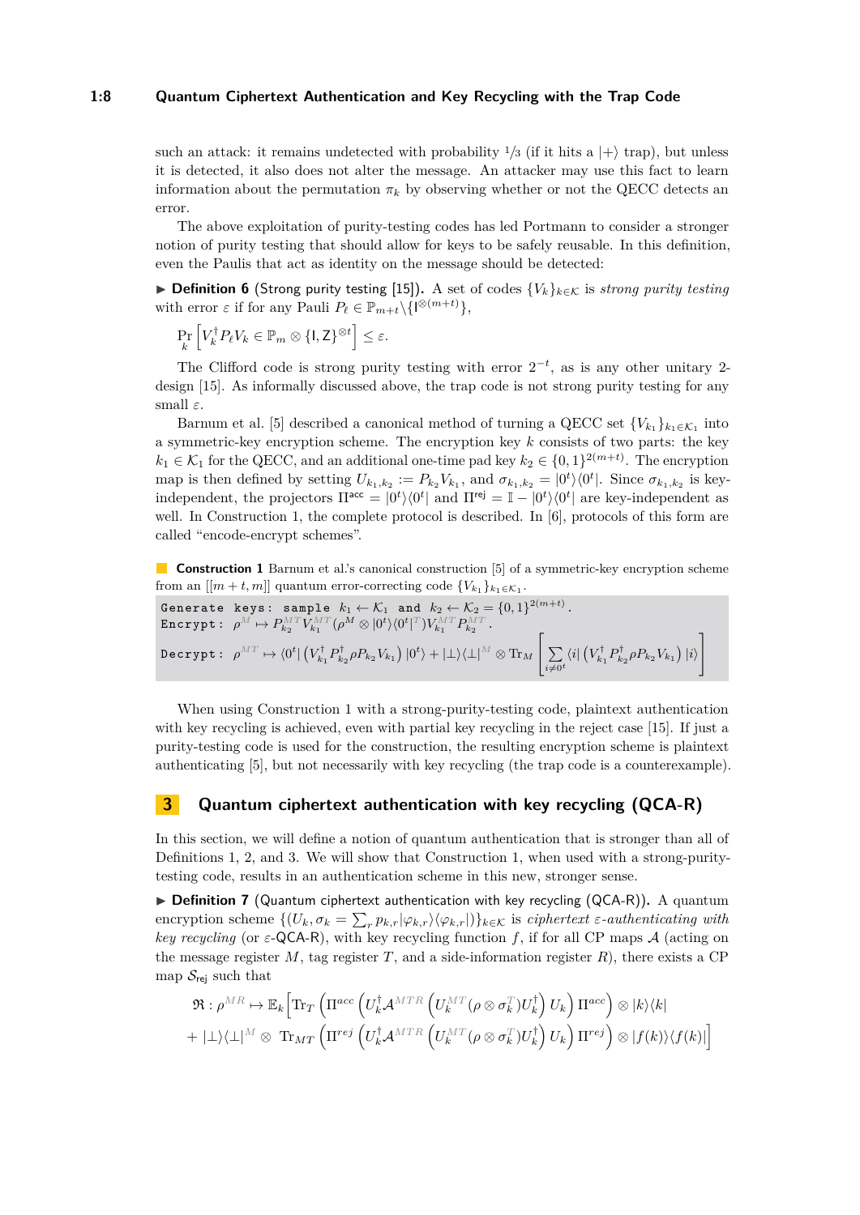such an attack: it remains undetected with probability 1/3 (if it hits a $|+\rangle$ trap), but unless it is detected, it also does not alter the message. An attacker may use this fact to learn information about the permutation $\pi_k$ by observing whether or not the QECC detects an error.

The above exploitation of purity-testing codes has led Portmann to consider a stronger notion of purity testing that should allow for keys to be safely reusable. In this definition, even the Paulis that act as identity on the message should be detected:

▶ **Definition 6** (Strong purity testing [15]). A set of codes $\{V_k\}_{k\in\mathcal{K}}$ is *strong purity testing* with error $\varepsilon$ if for any Pauli $P_\ell \in \mathbb{P}_{m+t}\backslash\{\mathsf{I}^{\otimes(m+t)}\}$,

$$\Pr_k\left[V_k^\dagger P_\ell V_k \in \mathbb{P}_m \otimes \{\mathsf{I},\mathsf{Z}\}^{\otimes t}\right] \leq \varepsilon.$$

The Clifford code is strong purity testing with error $2^{-t}$, as is any other unitary 2-design [15]. As informally discussed above, the trap code is not strong purity testing for any small $\varepsilon$.

Barnum et al. [5] described a canonical method of turning a QECC set $\{V_{k_1}\}_{k_1\in\mathcal{K}_1}$ into a symmetric-key encryption scheme. The encryption key $k$ consists of two parts: the key $k_1 \in \mathcal{K}_1$ for the QECC, and an additional one-time pad key $k_2 \in \{0,1\}^{2(m+t)}$. The encryption map is then defined by setting $U_{k_1,k_2} := P_{k_2}V_{k_1}$, and $\sigma_{k_1,k_2} = |0^t\rangle\langle 0^t|$. Since $\sigma_{k_1,k_2}$ is key-independent, the projectors $\Pi^{\mathsf{acc}} = |0^t\rangle\langle 0^t|$ and $\Pi^{\mathsf{rej}} = \mathbb{I} - |0^t\rangle\langle 0^t|$ are key-independent as well. In Construction 1, the complete protocol is described. In [6], protocols of this form are called "encode-encrypt schemes".

**Construction 1** Barnum et al.'s canonical construction [5] of a symmetric-key encryption scheme from an $[[m+t,m]]$ quantum error-correcting code $\{V_{k_1}\}_{k_1\in\mathcal{K}_1}$.

Generate keys: sample $k_1 \leftarrow \mathcal{K}_1$ and $k_2 \leftarrow \mathcal{K}_2 = \{0,1\}^{2(m+t)}$.

Encrypt: $\rho^M \mapsto P_{k_2}^{MT}V_{k_1}^{MT}(\rho^M \otimes |0^t\rangle\langle 0^t|^T)V_{k_1}^{MT}P_{k_2}^{MT}$.

Decrypt: $\rho^{MT} \mapsto \langle 0^t|\left(V_{k_1}^\dagger P_{k_2}^\dagger \rho P_{k_2}V_{k_1}\right)|0^t\rangle + |\bot\rangle\langle\bot|^M \otimes \mathrm{Tr}_M\left[\sum_{i\neq 0^t}\langle i|\left(V_{k_1}^\dagger P_{k_2}^\dagger \rho P_{k_2}V_{k_1}\right)|i\rangle\right]$

When using Construction 1 with a strong-purity-testing code, plaintext authentication with key recycling is achieved, even with partial key recycling in the reject case [15]. If just a purity-testing code is used for the construction, the resulting encryption scheme is plaintext authenticating [5], but not necessarily with key recycling (the trap code is a counterexample).

## 3 Quantum ciphertext authentication with key recycling (QCA-R)

In this section, we will define a notion of quantum authentication that is stronger than all of Definitions 1, 2, and 3. We will show that Construction 1, when used with a strong-purity-testing code, results in an authentication scheme in this new, stronger sense.

▶ **Definition 7** (Quantum ciphertext authentication with key recycling (QCA-R)). A quantum encryption scheme $\{(U_k, \sigma_k = \sum_r p_{k,r}|\varphi_{k,r}\rangle\langle\varphi_{k,r}|)\}_{k\in\mathcal{K}}$ is *ciphertext $\varepsilon$-authenticating with key recycling* (or $\varepsilon$-QCA-R), with key recycling function $f$, if for all CP maps $\mathcal{A}$ (acting on the message register $M$, tag register $T$, and a side-information register $R$), there exists a CP map $\mathcal{S}_{\mathsf{rej}}$ such that

$$\begin{aligned}\mathfrak{R}:\rho^{MR} \mapsto \mathbb{E}_k\Big[&\mathrm{Tr}_T\left(\Pi^{acc}\left(U_k^\dagger\mathcal{A}^{MTR}\left(U_k^{MT}(\rho\otimes\sigma_k^T)U_k^\dagger\right)U_k\right)\Pi^{acc}\right)\otimes|k\rangle\langle k|\\ &+|\bot\rangle\langle\bot|^M\otimes\ \mathrm{Tr}_{MT}\left(\Pi^{rej}\left(U_k^\dagger\mathcal{A}^{MTR}\left(U_k^{MT}(\rho\otimes\sigma_k^T)U_k^\dagger\right)U_k\right)\Pi^{rej}\right)\otimes|f(k)\rangle\langle f(k)|\Big]\end{aligned}$$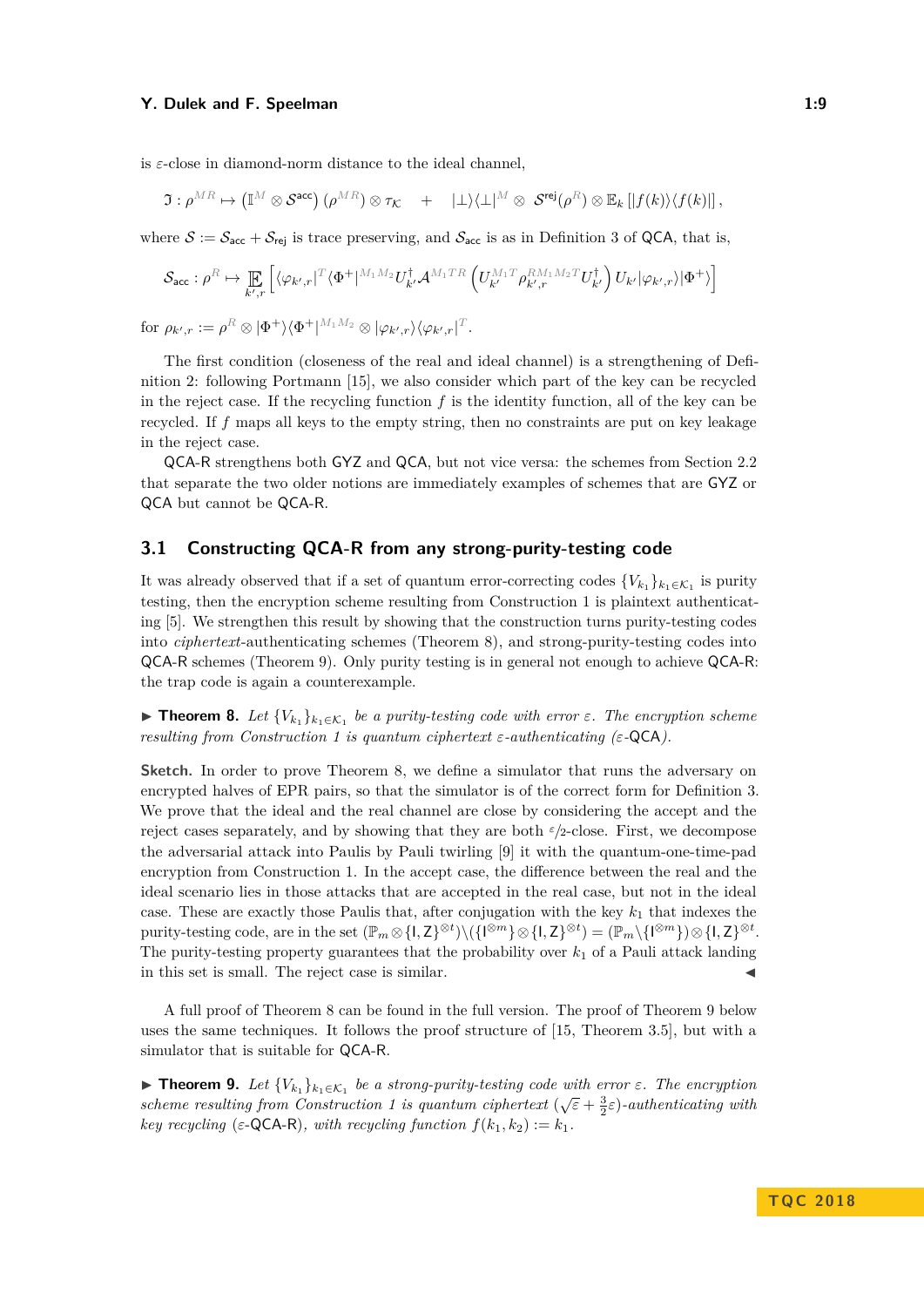is $\varepsilon$-close in diamond-norm distance to the ideal channel,

$$\mathfrak{I} : \rho^{MR} \mapsto \left(\mathbb{I}^{M} \otimes \mathcal{S}^{\mathsf{acc}}\right)\left(\rho^{MR}\right) \otimes \tau_{\mathcal{K}} \quad + \quad |\bot\rangle\langle\bot|^{M} \otimes \; \mathcal{S}^{\mathsf{rej}}(\rho^{R}) \otimes \mathbb{E}_{k}\left[|f(k)\rangle\langle f(k)|\right],$$

where $\mathcal{S} := \mathcal{S}_{\mathsf{acc}} + \mathcal{S}_{\mathsf{rej}}$ is trace preserving, and $\mathcal{S}_{\mathsf{acc}}$ is as in Definition 3 of QCA, that is,

$$\mathcal{S}_{\mathsf{acc}} : \rho^{R} \mapsto \mathop{\mathbb{E}}_{k',r}\left[\langle\varphi_{k',r}|^{T}\langle\Phi^{+}|^{M_1M_2}U_{k'}^{\dagger}\mathcal{A}^{M_1TR}\left(U_{k'}^{M_1T}\rho_{k',r}^{RM_1M_2T}U_{k'}^{\dagger}\right)U_{k'}|\varphi_{k',r}\rangle|\Phi^{+}\rangle\right]$$

for $\rho_{k',r} := \rho^{R} \otimes |\Phi^{+}\rangle\langle\Phi^{+}|^{M_1M_2} \otimes |\varphi_{k',r}\rangle\langle\varphi_{k',r}|^{T}$.

The first condition (closeness of the real and ideal channel) is a strengthening of Definition 2: following Portmann [15], we also consider which part of the key can be recycled in the reject case. If the recycling function $f$ is the identity function, all of the key can be recycled. If $f$ maps all keys to the empty string, then no constraints are put on key leakage in the reject case.

QCA-R strengthens both GYZ and QCA, but not vice versa: the schemes from Section 2.2 that separate the two older notions are immediately examples of schemes that are GYZ or QCA but cannot be QCA-R.

## 3.1 Constructing QCA-R from any strong-purity-testing code

It was already observed that if a set of quantum error-correcting codes $\{V_{k_1}\}_{k_1\in\mathcal{K}_1}$ is purity testing, then the encryption scheme resulting from Construction 1 is plaintext authenticating [5]. We strengthen this result by showing that the construction turns purity-testing codes into *ciphertext*-authenticating schemes (Theorem 8), and strong-purity-testing codes into QCA-R schemes (Theorem 9). Only purity testing is in general not enough to achieve QCA-R: the trap code is again a counterexample.

► **Theorem 8.** *Let $\{V_{k_1}\}_{k_1\in\mathcal{K}_1}$ be a purity-testing code with error $\varepsilon$. The encryption scheme resulting from Construction 1 is quantum ciphertext $\varepsilon$-authenticating ($\varepsilon$-QCA).*

**Sketch.** In order to prove Theorem 8, we define a simulator that runs the adversary on encrypted halves of EPR pairs, so that the simulator is of the correct form for Definition 3. We prove that the ideal and the real channel are close by considering the accept and the reject cases separately, and by showing that they are both $\varepsilon/2$-close. First, we decompose the adversarial attack into Paulis by Pauli twirling [9] it with the quantum-one-time-pad encryption from Construction 1. In the accept case, the difference between the real and the ideal scenario lies in those attacks that are accepted in the real case, but not in the ideal case. These are exactly those Paulis that, after conjugation with the key $k_1$ that indexes the purity-testing code, are in the set $(\mathbb{P}_m \otimes \{\mathsf{I},\mathsf{Z}\}^{\otimes t}) \backslash (\{\mathsf{I}^{\otimes m}\} \otimes \{\mathsf{I},\mathsf{Z}\}^{\otimes t}) = (\mathbb{P}_m \backslash \{\mathsf{I}^{\otimes m}\}) \otimes \{\mathsf{I},\mathsf{Z}\}^{\otimes t}$. The purity-testing property guarantees that the probability over $k_1$ of a Pauli attack landing in this set is small. The reject case is similar. ◄

A full proof of Theorem 8 can be found in the full version. The proof of Theorem 9 below uses the same techniques. It follows the proof structure of [15, Theorem 3.5], but with a simulator that is suitable for QCA-R.

► **Theorem 9.** *Let $\{V_{k_1}\}_{k_1\in\mathcal{K}_1}$ be a strong-purity-testing code with error $\varepsilon$. The encryption scheme resulting from Construction 1 is quantum ciphertext $(\sqrt{\varepsilon} + \frac{3}{2}\varepsilon)$-authenticating with key recycling ($\varepsilon$-QCA-R), with recycling function $f(k_1, k_2) := k_1$.*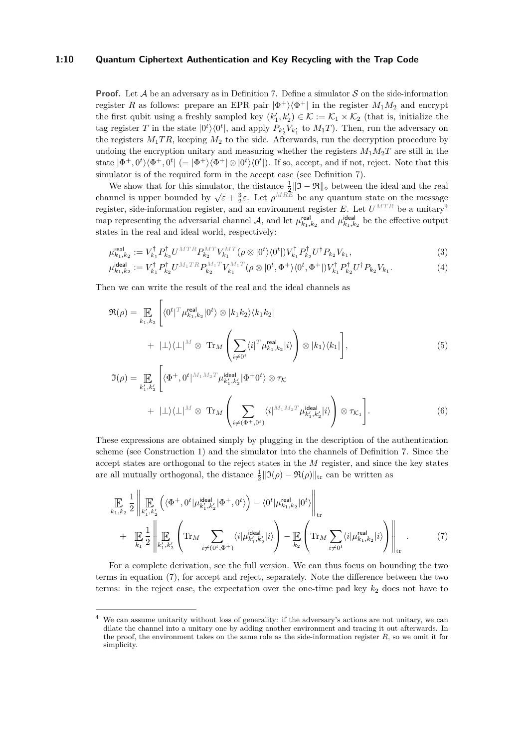**Proof.** Let $\mathcal{A}$ be an adversary as in Definition 7. Define a simulator $\mathcal{S}$ on the side-information register $R$ as follows: prepare an EPR pair $|\Phi^+\rangle\langle\Phi^+|$ in the register $M_1M_2$ and encrypt the first qubit using a freshly sampled key $(k_1', k_2') \in \mathcal{K} := \mathcal{K}_1 \times \mathcal{K}_2$ (that is, initialize the tag register $T$ in the state $|0^t\rangle\langle 0^t|$, and apply $P_{k_2'}V_{k_1'}$ to $M_1T$). Then, run the adversary on the registers $M_1TR$, keeping $M_2$ to the side. Afterwards, run the decryption procedure by undoing the encryption unitary and measuring whether the registers $M_1M_2T$ are still in the state $|\Phi^+, 0^t\rangle\langle\Phi^+, 0^t|$ $(= |\Phi^+\rangle\langle\Phi^+| \otimes |0^t\rangle\langle 0^t|)$. If so, accept, and if not, reject. Note that this simulator is of the required form in the accept case (see Definition 7).

We show that for this simulator, the distance $\frac{1}{2}\|\mathfrak{I} - \mathfrak{R}\|_\diamond$ between the ideal and the real channel is upper bounded by $\sqrt{\varepsilon} + \frac{3}{2}\varepsilon$. Let $\rho^{MRE}$ be any quantum state on the message register, side-information register, and an environment register $E$. Let $U^{MTR}$ be a unitary[4] map representing the adversarial channel $\mathcal{A}$, and let $\mu_{k_1,k_2}^{\mathsf{real}}$ and $\mu_{k_1,k_2}^{\mathsf{ideal}}$ be the effective output states in the real and ideal world, respectively:

$$\mu_{k_1,k_2}^{\mathsf{real}} := V_{k_1}^\dagger P_{k_2}^\dagger U^{MTR} P_{k_2}^{MT} V_{k_1}^{MT}(\rho \otimes |0^t\rangle\langle 0^t|) V_{k_1}^\dagger P_{k_2}^\dagger U^\dagger P_{k_2} V_{k_1}, \tag{3}$$

$$\mu_{k_1,k_2}^{\mathsf{ideal}} := V_{k_1}^\dagger P_{k_2}^\dagger U^{M_1TR} P_{k_2}^{M_1T} V_{k_1}^{M_1T}(\rho \otimes |0^t, \Phi^+\rangle\langle 0^t, \Phi^+|) V_{k_1}^\dagger P_{k_2}^\dagger U^\dagger P_{k_2} V_{k_1}. \tag{4}$$

Then we can write the result of the real and the ideal channels as

$$\begin{aligned}
\mathfrak{R}(\rho) = \mathop{\mathbb{E}}_{k_1,k_2} \Bigg[ & \langle 0^t|^T \mu_{k_1,k_2}^{\mathsf{real}} |0^t\rangle \otimes |k_1k_2\rangle\langle k_1k_2| \\
& + |\bot\rangle\langle\bot|^M \otimes \operatorname{Tr}_M \left( \sum_{i \neq 0^t} \langle i|^T \mu_{k_1,k_2}^{\mathsf{real}} |i\rangle \right) \otimes |k_1\rangle\langle k_1| \Bigg],
\end{aligned} \tag{5}$$

$$\begin{aligned}
\mathfrak{I}(\rho) = \mathop{\mathbb{E}}_{k_1',k_2'} \Bigg[ & \langle \Phi^+, 0^t|^{M_1M_2T} \mu_{k_1',k_2'}^{\mathsf{ideal}} |\Phi^+ 0^t\rangle \otimes \tau_{\mathcal{K}} \\
& + |\bot\rangle\langle\bot|^M \otimes \operatorname{Tr}_M \left( \sum_{i \neq (\Phi^+, 0^t)} \langle i|^{M_1M_2T} \mu_{k_1',k_2'}^{\mathsf{ideal}} |i\rangle \right) \otimes \tau_{\mathcal{K}_1} \Bigg].
\end{aligned} \tag{6}$$

These expressions are obtained simply by plugging in the description of the authentication scheme (see Construction 1) and the simulator into the channels of Definition 7. Since the accept states are orthogonal to the reject states in the $M$ register, and since the key states are all mutually orthogonal, the distance $\frac{1}{2}\|\mathfrak{I}(\rho) - \mathfrak{R}(\rho)\|_{\mathrm{tr}}$ can be written as

$$\begin{aligned}
& \mathop{\mathbb{E}}_{k_1,k_2} \frac{1}{2} \left\| \mathop{\mathbb{E}}_{k_1',k_2'} \left( \langle \Phi^+, 0^t| \mu_{k_1',k_2'}^{\mathsf{ideal}} |\Phi^+, 0^t\rangle \right) - \langle 0^t| \mu_{k_1,k_2}^{\mathsf{real}} |0^t\rangle \right\|_{\mathrm{tr}} \\
& + \mathop{\mathbb{E}}_{k_1} \frac{1}{2} \left\| \mathop{\mathbb{E}}_{k_1',k_2'} \left( \operatorname{Tr}_M \sum_{i \neq (0^t, \Phi^+)} \langle i| \mu_{k_1',k_2'}^{\mathsf{ideal}} |i\rangle \right) - \mathop{\mathbb{E}}_{k_2} \left( \operatorname{Tr}_M \sum_{i \neq 0^t} \langle i| \mu_{k_1,k_2}^{\mathsf{real}} |i\rangle \right) \right\|_{\mathrm{tr}}.
\end{aligned} \tag{7}$$

For a complete derivation, see the full version. We can thus focus on bounding the two terms in equation (7), for accept and reject, separately. Note the difference between the two terms: in the reject case, the expectation over the one-time pad key $k_2$ does not have to

---

[4] We can assume unitarity without loss of generality: if the adversary's actions are not unitary, we can dilate the channel into a unitary one by adding another environment and tracing it out afterwards. In the proof, the environment takes on the same role as the side-information register $R$, so we omit it for simplicity.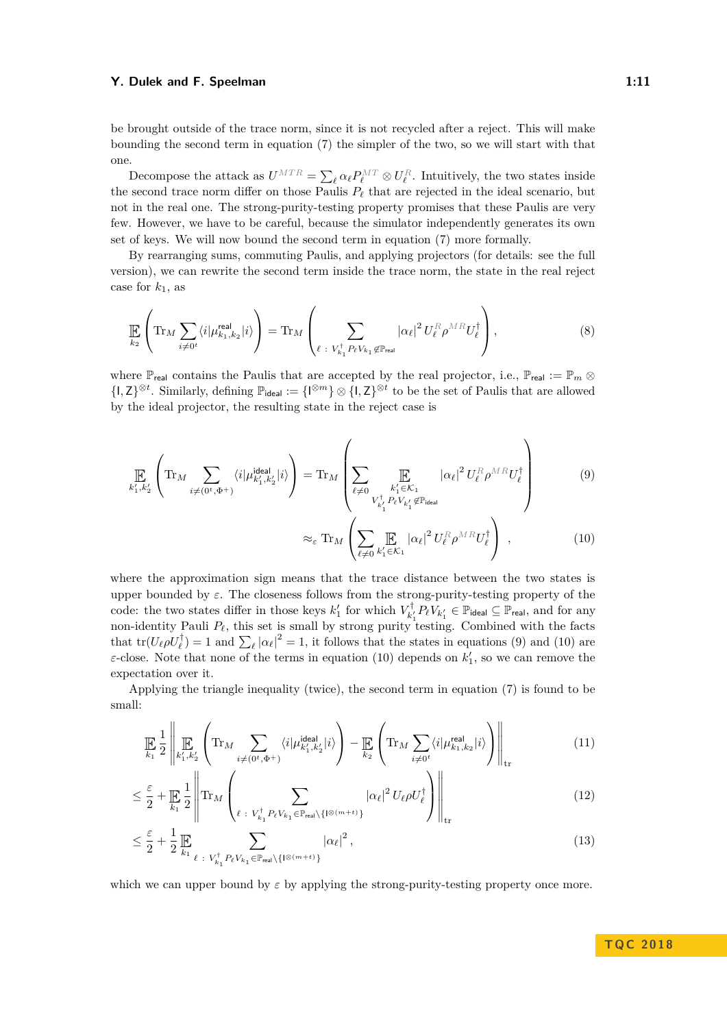be brought outside of the trace norm, since it is not recycled after a reject. This will make bounding the second term in equation (7) the simpler of the two, so we will start with that one.

Decompose the attack as $U^{MTR} = \sum_\ell \alpha_\ell P_\ell^{MT} \otimes U_\ell^R$. Intuitively, the two states inside the second trace norm differ on those Paulis $P_\ell$ that are rejected in the ideal scenario, but not in the real one. The strong-purity-testing property promises that these Paulis are very few. However, we have to be careful, because the simulator independently generates its own set of keys. We will now bound the second term in equation (7) more formally.

By rearranging sums, commuting Paulis, and applying projectors (for details: see the full version), we can rewrite the second term inside the trace norm, the state in the real reject case for $k_1$, as

$$\mathop{\mathbb{E}}_{k_2}\left(\mathrm{Tr}_M \sum_{i \neq 0^t} \langle i | \mu^{\mathsf{real}}_{k_1,k_2} | i \rangle\right) = \mathrm{Tr}_M \left( \sum_{\ell \,:\, V_{k_1}^\dagger P_\ell V_{k_1} \notin \mathbb{P}_{\mathsf{real}}} |\alpha_\ell|^2 \, U_\ell^R \rho^{MR} U_\ell^\dagger \right), \tag{8}$$

where $\mathbb{P}_{\mathsf{real}}$ contains the Paulis that are accepted by the real projector, i.e., $\mathbb{P}_{\mathsf{real}} := \mathbb{P}_m \otimes \{\mathsf{I}, \mathsf{Z}\}^{\otimes t}$. Similarly, defining $\mathbb{P}_{\mathsf{ideal}} := \{\mathsf{I}^{\otimes m}\} \otimes \{\mathsf{I}, \mathsf{Z}\}^{\otimes t}$ to be the set of Paulis that are allowed by the ideal projector, the resulting state in the reject case is

$$\mathop{\mathbb{E}}_{k_1',k_2'}\left(\mathrm{Tr}_M \sum_{i \neq (0^t, \Phi^+)} \langle i | \mu^{\mathsf{ideal}}_{k_1',k_2'} | i \rangle\right) = \mathrm{Tr}_M \left( \sum_{\ell \neq 0} \mathop{\mathbb{E}}_{\substack{k_1' \in \mathcal{K}_1 \\ V_{k_1'}^\dagger P_\ell V_{k_1'} \notin \mathbb{P}_{\mathsf{ideal}}}} |\alpha_\ell|^2 \, U_\ell^R \rho^{MR} U_\ell^\dagger \right) \tag{9}$$

$$\approx_\varepsilon \mathrm{Tr}_M \left( \sum_{\ell \neq 0} \mathop{\mathbb{E}}_{k_1' \in \mathcal{K}_1} |\alpha_\ell|^2 \, U_\ell^R \rho^{MR} U_\ell^\dagger \right), \tag{10}$$

where the approximation sign means that the trace distance between the two states is upper bounded by $\varepsilon$. The closeness follows from the strong-purity-testing property of the code: the two states differ in those keys $k_1'$ for which $V_{k_1'}^\dagger P_\ell V_{k_1'} \in \mathbb{P}_{\mathsf{ideal}} \subseteq \mathbb{P}_{\mathsf{real}}$, and for any non-identity Pauli $P_\ell$, this set is small by strong purity testing. Combined with the facts that $\mathrm{tr}(U_\ell \rho U_\ell^\dagger) = 1$ and $\sum_\ell |\alpha_\ell|^2 = 1$, it follows that the states in equations (9) and (10) are $\varepsilon$-close. Note that none of the terms in equation (10) depends on $k_1'$, so we can remove the expectation over it.

Applying the triangle inequality (twice), the second term in equation (7) is found to be small:

$$\mathop{\mathbb{E}}_{k_1} \frac{1}{2} \left\| \mathop{\mathbb{E}}_{k_1',k_2'} \left( \mathrm{Tr}_M \sum_{i \neq (0^t, \Phi^+)} \langle i | \mu^{\mathsf{ideal}}_{k_1',k_2'} | i \rangle \right) - \mathop{\mathbb{E}}_{k_2} \left( \mathrm{Tr}_M \sum_{i \neq 0^t} \langle i | \mu^{\mathsf{real}}_{k_1,k_2} | i \rangle \right) \right\|_{\mathrm{tr}} \tag{11}$$

$$\leq \frac{\varepsilon}{2} + \mathop{\mathbb{E}}_{k_1} \frac{1}{2} \left\| \mathrm{Tr}_M \left( \sum_{\ell \,:\, V_{k_1}^\dagger P_\ell V_{k_1} \in \mathbb{P}_{\mathsf{real}} \setminus \{\mathsf{I}^{\otimes (m+t)}\}} |\alpha_\ell|^2 \, U_\ell \rho U_\ell^\dagger \right) \right\|_{\mathrm{tr}} \tag{12}$$

$$\leq \frac{\varepsilon}{2} + \frac{1}{2} \mathop{\mathbb{E}}_{k_1} \sum_{\ell \,:\, V_{k_1}^\dagger P_\ell V_{k_1} \in \mathbb{P}_{\mathsf{real}} \setminus \{\mathsf{I}^{\otimes (m+t)}\}} |\alpha_\ell|^2, \tag{13}$$

which we can upper bound by $\varepsilon$ by applying the strong-purity-testing property once more.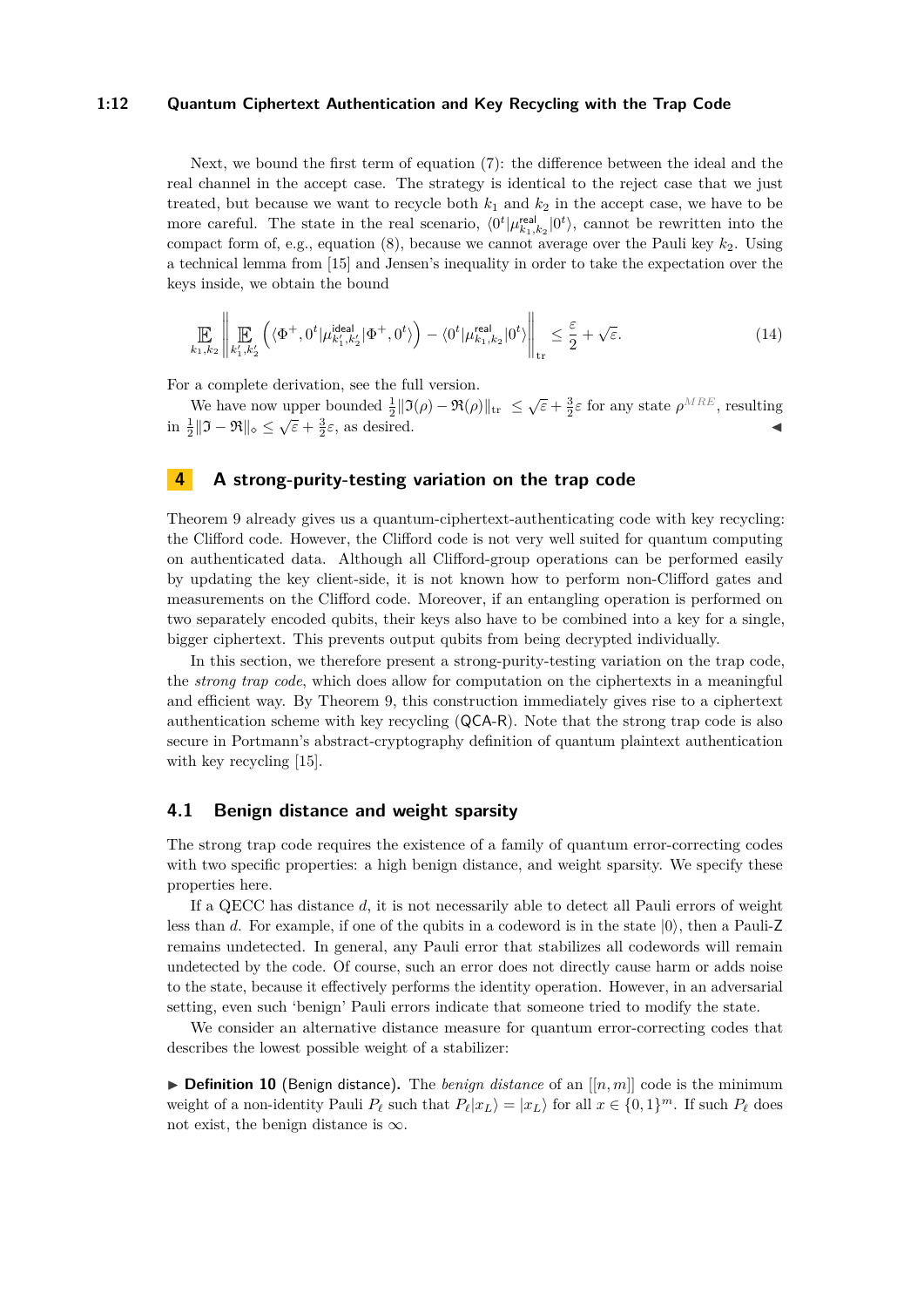Next, we bound the first term of equation (7): the difference between the ideal and the real channel in the accept case. The strategy is identical to the reject case that we just treated, but because we want to recycle both $k_1$ and $k_2$ in the accept case, we have to be more careful. The state in the real scenario, $\langle 0^t|\mu^{\mathsf{real}}_{k_1,k_2}|0^t\rangle$, cannot be rewritten into the compact form of, e.g., equation (8), because we cannot average over the Pauli key $k_2$. Using a technical lemma from [15] and Jensen's inequality in order to take the expectation over the keys inside, we obtain the bound

$$\mathop{\mathbb{E}}_{k_1,k_2}\left\|\mathop{\mathbb{E}}_{k_1',k_2'}\left(\langle\Phi^+,0^t|\mu^{\mathsf{ideal}}_{k_1',k_2'}|\Phi^+,0^t\rangle\right)-\langle 0^t|\mu^{\mathsf{real}}_{k_1,k_2}|0^t\rangle\right\|_{\mathrm{tr}}\leq\frac{\varepsilon}{2}+\sqrt{\varepsilon}. \tag{14}$$

For a complete derivation, see the full version.

We have now upper bounded $\frac{1}{2}\|\mathfrak{I}(\rho)-\mathfrak{R}(\rho)\|_{\mathrm{tr}}\ \leq\sqrt{\varepsilon}+\frac{3}{2}\varepsilon$ for any state $\rho^{MRE}$, resulting in $\frac{1}{2}\|\mathfrak{I}-\mathfrak{R}\|_{\diamond}\leq\sqrt{\varepsilon}+\frac{3}{2}\varepsilon$, as desired. ◀

## 4 A strong-purity-testing variation on the trap code

Theorem 9 already gives us a quantum-ciphertext-authenticating code with key recycling: the Clifford code. However, the Clifford code is not very well suited for quantum computing on authenticated data. Although all Clifford-group operations can be performed easily by updating the key client-side, it is not known how to perform non-Clifford gates and measurements on the Clifford code. Moreover, if an entangling operation is performed on two separately encoded qubits, their keys also have to be combined into a key for a single, bigger ciphertext. This prevents output qubits from being decrypted individually.

In this section, we therefore present a strong-purity-testing variation on the trap code, the *strong trap code*, which does allow for computation on the ciphertexts in a meaningful and efficient way. By Theorem 9, this construction immediately gives rise to a ciphertext authentication scheme with key recycling (QCA-R). Note that the strong trap code is also secure in Portmann's abstract-cryptography definition of quantum plaintext authentication with key recycling [15].

### 4.1 Benign distance and weight sparsity

The strong trap code requires the existence of a family of quantum error-correcting codes with two specific properties: a high benign distance, and weight sparsity. We specify these properties here.

If a QECC has distance $d$, it is not necessarily able to detect all Pauli errors of weight less than $d$. For example, if one of the qubits in a codeword is in the state $|0\rangle$, then a Pauli-Z remains undetected. In general, any Pauli error that stabilizes all codewords will remain undetected by the code. Of course, such an error does not directly cause harm or adds noise to the state, because it effectively performs the identity operation. However, in an adversarial setting, even such 'benign' Pauli errors indicate that someone tried to modify the state.

We consider an alternative distance measure for quantum error-correcting codes that describes the lowest possible weight of a stabilizer:

▶ **Definition 10** (Benign distance)**.** The *benign distance* of an $[[n,m]]$ code is the minimum weight of a non-identity Pauli $P_\ell$ such that $P_\ell|x_L\rangle=|x_L\rangle$ for all $x\in\{0,1\}^m$. If such $P_\ell$ does not exist, the benign distance is $\infty$.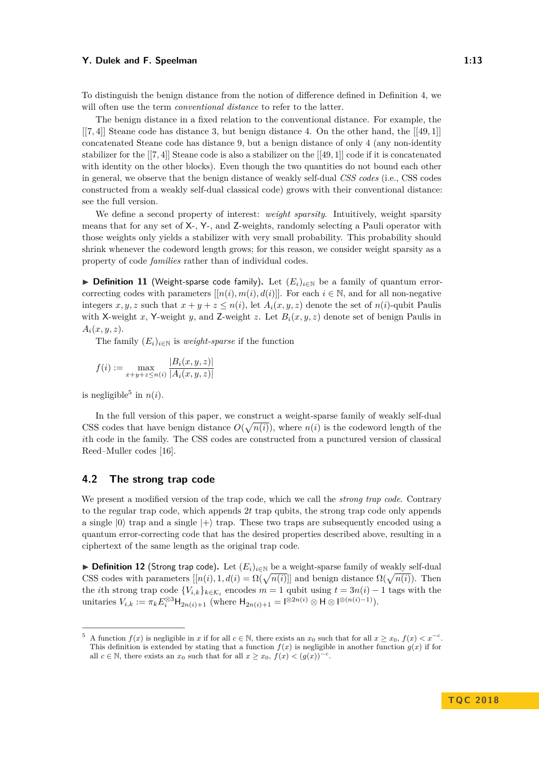To distinguish the benign distance from the notion of difference defined in Definition 4, we will often use the term *conventional distance* to refer to the latter.

The benign distance in a fixed relation to the conventional distance. For example, the $[[7,4]]$ Steane code has distance 3, but benign distance 4. On the other hand, the $[[49,1]]$ concatenated Steane code has distance 9, but a benign distance of only 4 (any non-identity stabilizer for the $[[7,4]]$ Steane code is also a stabilizer on the $[[49,1]]$ code if it is concatenated with identity on the other blocks). Even though the two quantities do not bound each other in general, we observe that the benign distance of weakly self-dual *CSS codes* (i.e., CSS codes constructed from a weakly self-dual classical code) grows with their conventional distance: see the full version.

We define a second property of interest: *weight sparsity*. Intuitively, weight sparsity means that for any set of X-, Y-, and Z-weights, randomly selecting a Pauli operator with those weights only yields a stabilizer with very small probability. This probability should shrink whenever the codeword length grows; for this reason, we consider weight sparsity as a property of code *families* rather than of individual codes.

▶ **Definition 11** (Weight-sparse code family)**.** Let $(E_i)_{i\in\mathbb{N}}$ be a family of quantum error-correcting codes with parameters $[[n(i), m(i), d(i)]]$. For each $i \in \mathbb{N}$, and for all non-negative integers $x, y, z$ such that $x + y + z \leq n(i)$, let $A_i(x, y, z)$ denote the set of $n(i)$-qubit Paulis with X-weight $x$, Y-weight $y$, and Z-weight $z$. Let $B_i(x, y, z)$ denote set of benign Paulis in $A_i(x, y, z)$.

The family $(E_i)_{i\in\mathbb{N}}$ is *weight-sparse* if the function

$$f(i) := \max_{x+y+z\leq n(i)} \frac{|B_i(x,y,z)|}{|A_i(x,y,z)|}$$

is negligible[5] in $n(i)$.

In the full version of this paper, we construct a weight-sparse family of weakly self-dual CSS codes that have benign distance $O(\sqrt{n(i)})$, where $n(i)$ is the codeword length of the $i$th code in the family. The CSS codes are constructed from a punctured version of classical Reed–Muller codes [16].

## 4.2 The strong trap code

We present a modified version of the trap code, which we call the *strong trap code*. Contrary to the regular trap code, which appends $2t$ trap qubits, the strong trap code only appends a single $|0\rangle$ trap and a single $|+\rangle$ trap. These two traps are subsequently encoded using a quantum error-correcting code that has the desired properties described above, resulting in a ciphertext of the same length as the original trap code.

▶ **Definition 12** (Strong trap code)**.** Let $(E_i)_{i\in\mathbb{N}}$ be a weight-sparse family of weakly self-dual CSS codes with parameters $[[n(i), 1, d(i) = \Omega(\sqrt{n(i)})]]$ and benign distance $\Omega(\sqrt{n(i)})$. Then the $i$th strong trap code $\{V_{i,k}\}_{k\in\mathcal{K}_i}$ encodes $m = 1$ qubit using $t = 3n(i) - 1$ tags with the unitaries $V_{i,k} := \pi_k E_i^{\otimes 3} \mathsf{H}_{2n(i)+1}$ (where $\mathsf{H}_{2n(i)+1} = \mathsf{I}^{\otimes 2n(i)} \otimes \mathsf{H} \otimes \mathsf{I}^{\otimes(n(i)-1)}$).

---

[5] A function $f(x)$ is negligible in $x$ if for all $c \in \mathbb{N}$, there exists an $x_0$ such that for all $x \geq x_0$, $f(x) < x^{-c}$. This definition is extended by stating that a function $f(x)$ is negligible in another function $g(x)$ if for all $c \in \mathbb{N}$, there exists an $x_0$ such that for all $x \geq x_0$, $f(x) < (g(x))^{-c}$.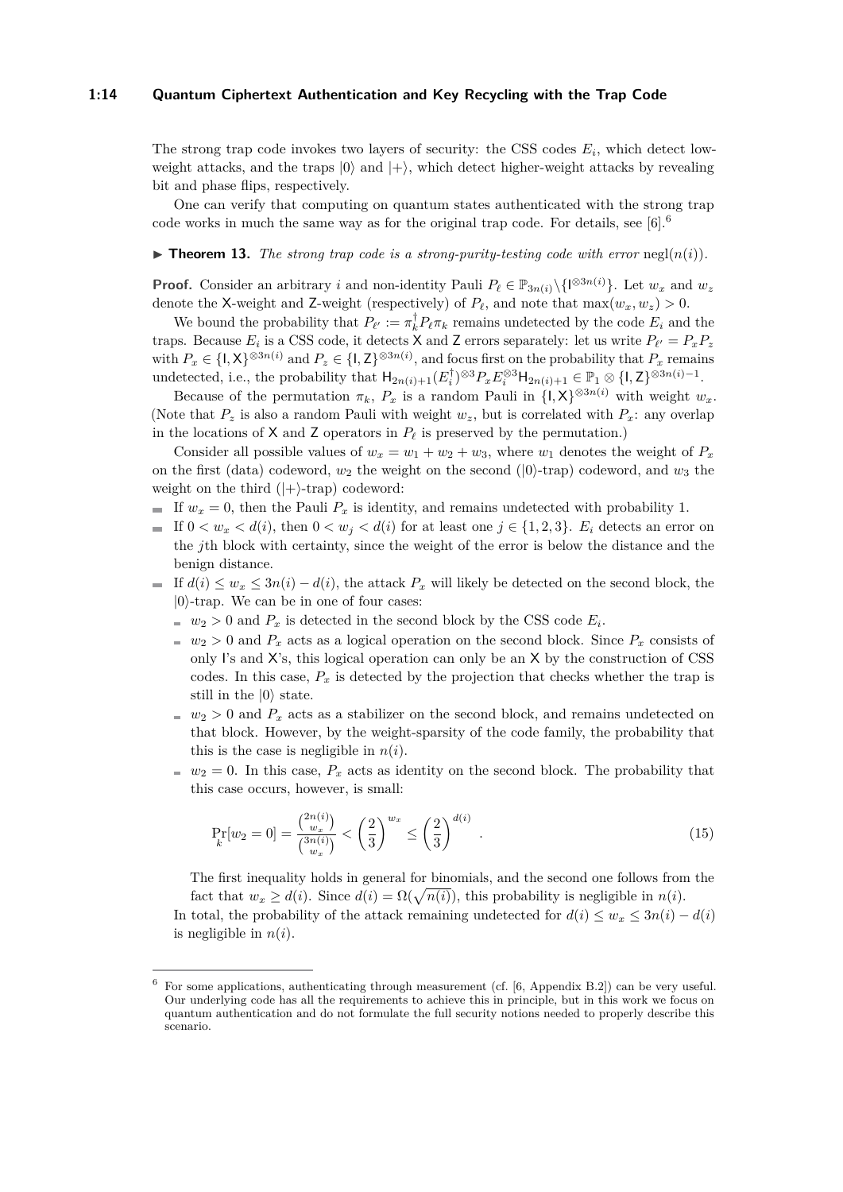The strong trap code invokes two layers of security: the CSS codes $E_i$, which detect low-weight attacks, and the traps $|0\rangle$ and $|+\rangle$, which detect higher-weight attacks by revealing bit and phase flips, respectively.

One can verify that computing on quantum states authenticated with the strong trap code works in much the same way as for the original trap code. For details, see [6].[6]

▶ **Theorem 13.** *The strong trap code is a strong-purity-testing code with error* $\mathrm{negl}(n(i))$.

**Proof.** Consider an arbitrary $i$ and non-identity Pauli $P_\ell \in \mathbb{P}_{3n(i)} \backslash \{\mathsf{I}^{\otimes 3n(i)}\}$. Let $w_x$ and $w_z$ denote the X-weight and Z-weight (respectively) of $P_\ell$, and note that $\max(w_x, w_z) > 0$.

We bound the probability that $P_{\ell'} := \pi_k^\dagger P_\ell \pi_k$ remains undetected by the code $E_i$ and the traps. Because $E_i$ is a CSS code, it detects X and Z errors separately: let us write $P_{\ell'} = P_x P_z$ with $P_x \in \{\mathsf{I}, \mathsf{X}\}^{\otimes 3n(i)}$ and $P_z \in \{\mathsf{I}, \mathsf{Z}\}^{\otimes 3n(i)}$, and focus first on the probability that $P_x$ remains undetected, i.e., the probability that $\mathsf{H}_{2n(i)+1}(E_i^\dagger)^{\otimes 3} P_x E_i^{\otimes 3} \mathsf{H}_{2n(i)+1} \in \mathbb{P}_1 \otimes \{\mathsf{I}, \mathsf{Z}\}^{\otimes 3n(i)-1}$.

Because of the permutation $\pi_k$, $P_x$ is a random Pauli in $\{\mathsf{I}, \mathsf{X}\}^{\otimes 3n(i)}$ with weight $w_x$. (Note that $P_z$ is also a random Pauli with weight $w_z$, but is correlated with $P_x$: any overlap in the locations of X and Z operators in $P_\ell$ is preserved by the permutation.)

Consider all possible values of $w_x = w_1 + w_2 + w_3$, where $w_1$ denotes the weight of $P_x$ on the first (data) codeword, $w_2$ the weight on the second ($|0\rangle$-trap) codeword, and $w_3$ the weight on the third ($|+\rangle$-trap) codeword:

- If $w_x = 0$, then the Pauli $P_x$ is identity, and remains undetected with probability 1.
- If $0 < w_x < d(i)$, then $0 < w_j < d(i)$ for at least one $j \in \{1, 2, 3\}$. $E_i$ detects an error on the $j$th block with certainty, since the weight of the error is below the distance and the benign distance.
- If $d(i) \leq w_x \leq 3n(i) - d(i)$, the attack $P_x$ will likely be detected on the second block, the $|0\rangle$-trap. We can be in one of four cases:
  - $w_2 > 0$ and $P_x$ is detected in the second block by the CSS code $E_i$.
  - $w_2 > 0$ and $P_x$ acts as a logical operation on the second block. Since $P_x$ consists of only I's and X's, this logical operation can only be an X by the construction of CSS codes. In this case, $P_x$ is detected by the projection that checks whether the trap is still in the $|0\rangle$ state.
  - $w_2 > 0$ and $P_x$ acts as a stabilizer on the second block, and remains undetected on that block. However, by the weight-sparsity of the code family, the probability that this is the case is negligible in $n(i)$.
  - $w_2 = 0$. In this case, $P_x$ acts as identity on the second block. The probability that this case occurs, however, is small:

$$\Pr_k[w_2 = 0] = \frac{\binom{2n(i)}{w_x}}{\binom{3n(i)}{w_x}} < \left(\frac{2}{3}\right)^{w_x} \leq \left(\frac{2}{3}\right)^{d(i)} . \tag{15}$$

  The first inequality holds in general for binomials, and the second one follows from the fact that $w_x \geq d(i)$. Since $d(i) = \Omega(\sqrt{n(i)})$, this probability is negligible in $n(i)$.

  In total, the probability of the attack remaining undetected for $d(i) \leq w_x \leq 3n(i) - d(i)$ is negligible in $n(i)$.

---

[6] For some applications, authenticating through measurement (cf. [6, Appendix B.2]) can be very useful. Our underlying code has all the requirements to achieve this in principle, but in this work we focus on quantum authentication and do not formulate the full security notions needed to properly describe this scenario.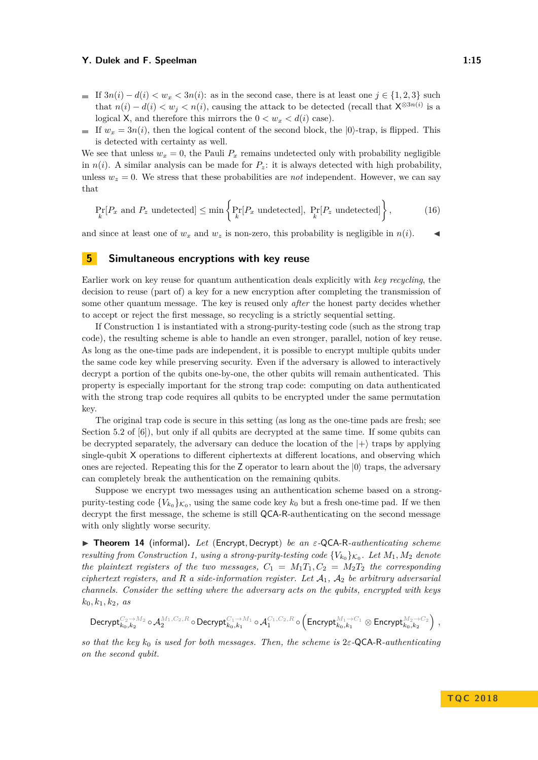- If $3n(i) - d(i) < w_x < 3n(i)$: as in the second case, there is at least one $j \in \{1,2,3\}$ such that $n(i) - d(i) < w_j < n(i)$, causing the attack to be detected (recall that $\mathsf{X}^{\otimes 3n(i)}$ is a logical $\mathsf{X}$, and therefore this mirrors the $0 < w_x < d(i)$ case).
- If $w_x = 3n(i)$, then the logical content of the second block, the $|0\rangle$-trap, is flipped. This is detected with certainty as well.

We see that unless $w_x = 0$, the Pauli $P_x$ remains undetected only with probability negligible in $n(i)$. A similar analysis can be made for $P_z$: it is always detected with high probability, unless $w_z = 0$. We stress that these probabilities are *not* independent. However, we can say that

$$\Pr_k[P_x \text{ and } P_z \text{ undetected}] \leq \min\left\{\Pr_k[P_x \text{ undetected}],\ \Pr_k[P_z \text{ undetected}]\right\}, \tag{16}$$

and since at least one of $w_x$ and $w_z$ is non-zero, this probability is negligible in $n(i)$. ◀

# 5 Simultaneous encryptions with key reuse

Earlier work on key reuse for quantum authentication deals explicitly with *key recycling*, the decision to reuse (part of) a key for a new encryption after completing the transmission of some other quantum message. The key is reused only *after* the honest party decides whether to accept or reject the first message, so recycling is a strictly sequential setting.

If Construction 1 is instantiated with a strong-purity-testing code (such as the strong trap code), the resulting scheme is able to handle an even stronger, parallel, notion of key reuse. As long as the one-time pads are independent, it is possible to encrypt multiple qubits under the same code key while preserving security. Even if the adversary is allowed to interactively decrypt a portion of the qubits one-by-one, the other qubits will remain authenticated. This property is especially important for the strong trap code: computing on data authenticated with the strong trap code requires all qubits to be encrypted under the same permutation key.

The original trap code is secure in this setting (as long as the one-time pads are fresh; see Section 5.2 of [6]), but only if all qubits are decrypted at the same time. If some qubits can be decrypted separately, the adversary can deduce the location of the $|+\rangle$ traps by applying single-qubit $\mathsf{X}$ operations to different ciphertexts at different locations, and observing which ones are rejected. Repeating this for the $\mathsf{Z}$ operator to learn about the $|0\rangle$ traps, the adversary can completely break the authentication on the remaining qubits.

Suppose we encrypt two messages using an authentication scheme based on a strong-purity-testing code $\{V_{k_0}\}_{\mathcal{K}_0}$, using the same code key $k_0$ but a fresh one-time pad. If we then decrypt the first message, the scheme is still QCA-R-authenticating on the second message with only slightly worse security.

▶ **Theorem 14** (informal). *Let* (Encrypt, Decrypt) *be an* $\varepsilon$*-QCA-R-authenticating scheme resulting from Construction 1, using a strong-purity-testing code* $\{V_{k_0}\}_{\mathcal{K}_0}$*. Let* $M_1, M_2$ *denote the plaintext registers of the two messages,* $C_1 = M_1T_1, C_2 = M_2T_2$ *the corresponding ciphertext registers, and* $R$ *a side-information register. Let* $\mathcal{A}_1$*,* $\mathcal{A}_2$ *be arbitrary adversarial channels. Consider the setting where the adversary acts on the qubits, encrypted with keys* $k_0, k_1, k_2$*, as*

$$\mathsf{Decrypt}_{k_0,k_2}^{C_2\to M_2} \circ \mathcal{A}_2^{M_1,C_2,R} \circ \mathsf{Decrypt}_{k_0,k_1}^{C_1\to M_1} \circ \mathcal{A}_1^{C_1,C_2,R} \circ \left(\mathsf{Encrypt}_{k_0,k_1}^{M_1\to C_1} \otimes \mathsf{Encrypt}_{k_0,k_2}^{M_2\to C_2}\right),$$

*so that the key* $k_0$ *is used for both messages. Then, the scheme is* $2\varepsilon$*-QCA-R-authenticating on the second qubit.*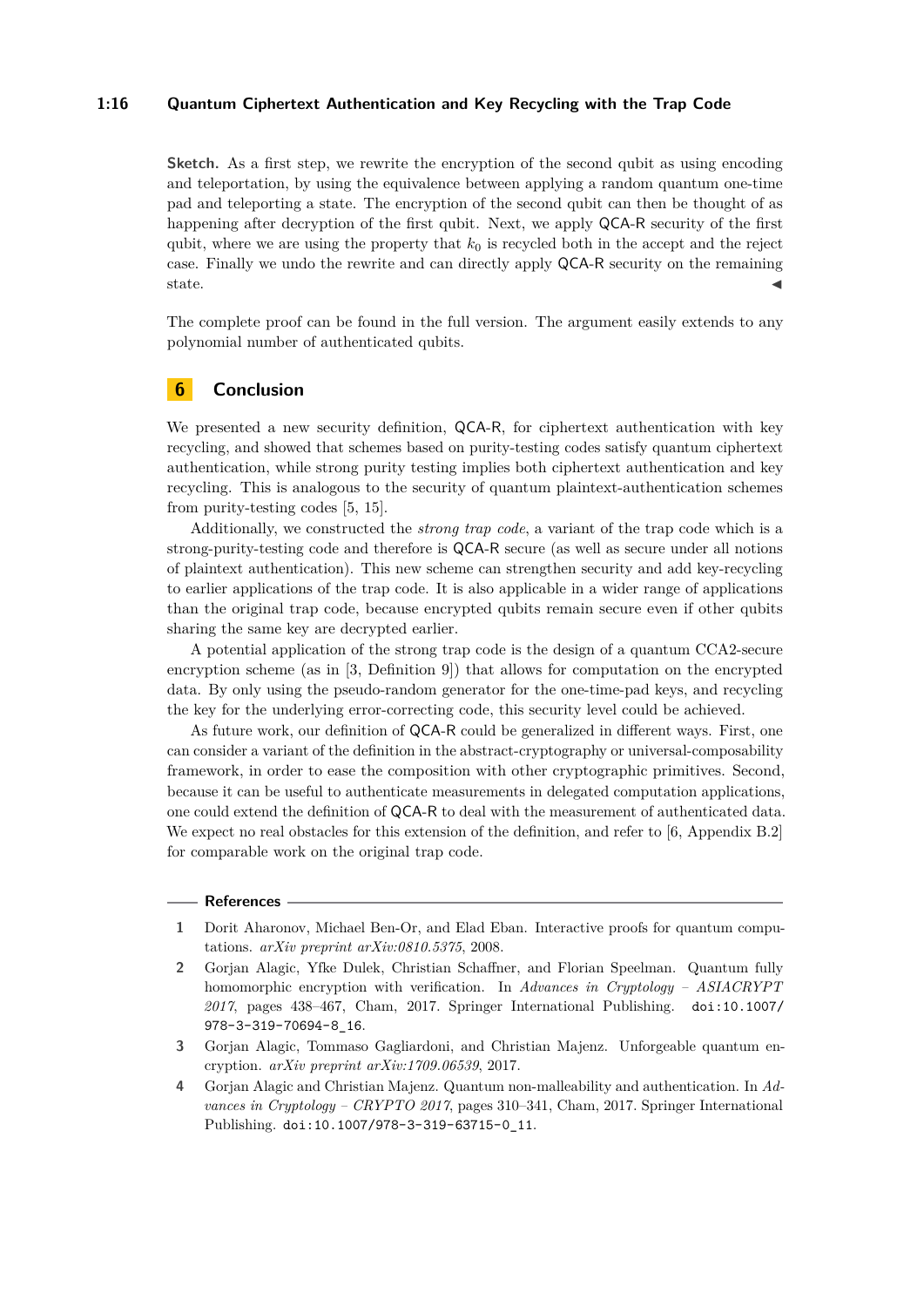**Sketch.** As a first step, we rewrite the encryption of the second qubit as using encoding and teleportation, by using the equivalence between applying a random quantum one-time pad and teleporting a state. The encryption of the second qubit can then be thought of as happening after decryption of the first qubit. Next, we apply QCA-R security of the first qubit, where we are using the property that $k_0$ is recycled both in the accept and the reject case. Finally we undo the rewrite and can directly apply QCA-R security on the remaining state. ◀

The complete proof can be found in the full version. The argument easily extends to any polynomial number of authenticated qubits.

## 6 Conclusion

We presented a new security definition, QCA-R, for ciphertext authentication with key recycling, and showed that schemes based on purity-testing codes satisfy quantum ciphertext authentication, while strong purity testing implies both ciphertext authentication and key recycling. This is analogous to the security of quantum plaintext-authentication schemes from purity-testing codes [5, 15].

Additionally, we constructed the *strong trap code*, a variant of the trap code which is a strong-purity-testing code and therefore is QCA-R secure (as well as secure under all notions of plaintext authentication). This new scheme can strengthen security and add key-recycling to earlier applications of the trap code. It is also applicable in a wider range of applications than the original trap code, because encrypted qubits remain secure even if other qubits sharing the same key are decrypted earlier.

A potential application of the strong trap code is the design of a quantum CCA2-secure encryption scheme (as in [3, Definition 9]) that allows for computation on the encrypted data. By only using the pseudo-random generator for the one-time-pad keys, and recycling the key for the underlying error-correcting code, this security level could be achieved.

As future work, our definition of QCA-R could be generalized in different ways. First, one can consider a variant of the definition in the abstract-cryptography or universal-composability framework, in order to ease the composition with other cryptographic primitives. Second, because it can be useful to authenticate measurements in delegated computation applications, one could extend the definition of QCA-R to deal with the measurement of authenticated data. We expect no real obstacles for this extension of the definition, and refer to [6, Appendix B.2] for comparable work on the original trap code.

### References

1. Dorit Aharonov, Michael Ben-Or, and Elad Eban. Interactive proofs for quantum computations. *arXiv preprint arXiv:0810.5375*, 2008.
2. Gorjan Alagic, Yfke Dulek, Christian Schaffner, and Florian Speelman. Quantum fully homomorphic encryption with verification. In *Advances in Cryptology – ASIACRYPT 2017*, pages 438–467, Cham, 2017. Springer International Publishing. doi:10.1007/978-3-319-70694-8_16.
3. Gorjan Alagic, Tommaso Gagliardoni, and Christian Majenz. Unforgeable quantum encryption. *arXiv preprint arXiv:1709.06539*, 2017.
4. Gorjan Alagic and Christian Majenz. Quantum non-malleability and authentication. In *Advances in Cryptology – CRYPTO 2017*, pages 310–341, Cham, 2017. Springer International Publishing. doi:10.1007/978-3-319-63715-0_11.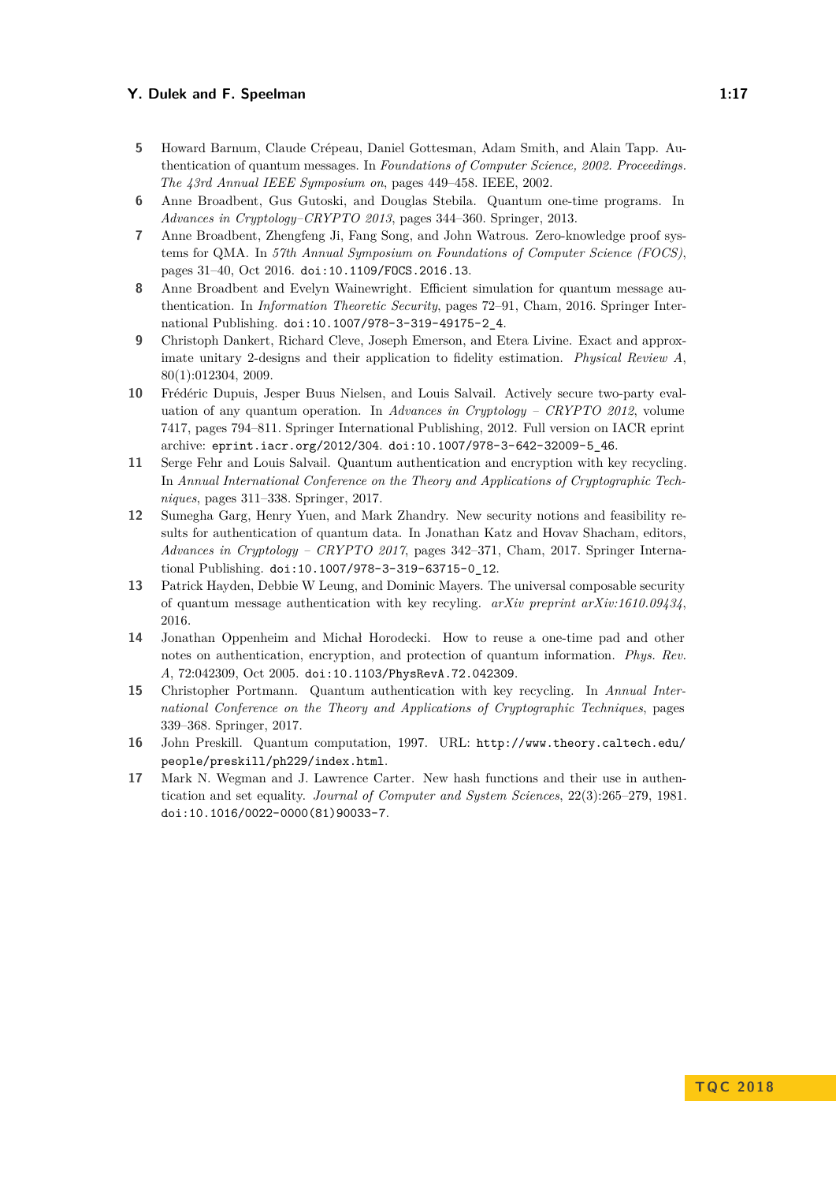5. Howard Barnum, Claude Crépeau, Daniel Gottesman, Adam Smith, and Alain Tapp. Authentication of quantum messages. In *Foundations of Computer Science, 2002. Proceedings. The 43rd Annual IEEE Symposium on*, pages 449–458. IEEE, 2002.
6. Anne Broadbent, Gus Gutoski, and Douglas Stebila. Quantum one-time programs. In *Advances in Cryptology–CRYPTO 2013*, pages 344–360. Springer, 2013.
7. Anne Broadbent, Zhengfeng Ji, Fang Song, and John Watrous. Zero-knowledge proof systems for QMA. In *57th Annual Symposium on Foundations of Computer Science (FOCS)*, pages 31–40, Oct 2016. `doi:10.1109/FOCS.2016.13`.
8. Anne Broadbent and Evelyn Wainewright. Efficient simulation for quantum message authentication. In *Information Theoretic Security*, pages 72–91, Cham, 2016. Springer International Publishing. `doi:10.1007/978-3-319-49175-2_4`.
9. Christoph Dankert, Richard Cleve, Joseph Emerson, and Etera Livine. Exact and approximate unitary 2-designs and their application to fidelity estimation. *Physical Review A*, 80(1):012304, 2009.
10. Frédéric Dupuis, Jesper Buus Nielsen, and Louis Salvail. Actively secure two-party evaluation of any quantum operation. In *Advances in Cryptology – CRYPTO 2012*, volume 7417, pages 794–811. Springer International Publishing, 2012. Full version on IACR eprint archive: `eprint.iacr.org/2012/304`. `doi:10.1007/978-3-642-32009-5_46`.
11. Serge Fehr and Louis Salvail. Quantum authentication and encryption with key recycling. In *Annual International Conference on the Theory and Applications of Cryptographic Techniques*, pages 311–338. Springer, 2017.
12. Sumegha Garg, Henry Yuen, and Mark Zhandry. New security notions and feasibility results for authentication of quantum data. In Jonathan Katz and Hovav Shacham, editors, *Advances in Cryptology – CRYPTO 2017*, pages 342–371, Cham, 2017. Springer International Publishing. `doi:10.1007/978-3-319-63715-0_12`.
13. Patrick Hayden, Debbie W Leung, and Dominic Mayers. The universal composable security of quantum message authentication with key recyling. *arXiv preprint arXiv:1610.09434*, 2016.
14. Jonathan Oppenheim and Michał Horodecki. How to reuse a one-time pad and other notes on authentication, encryption, and protection of quantum information. *Phys. Rev. A*, 72:042309, Oct 2005. `doi:10.1103/PhysRevA.72.042309`.
15. Christopher Portmann. Quantum authentication with key recycling. In *Annual International Conference on the Theory and Applications of Cryptographic Techniques*, pages 339–368. Springer, 2017.
16. John Preskill. Quantum computation, 1997. URL: `http://www.theory.caltech.edu/people/preskill/ph229/index.html`.
17. Mark N. Wegman and J. Lawrence Carter. New hash functions and their use in authentication and set equality. *Journal of Computer and System Sciences*, 22(3):265–279, 1981. `doi:10.1016/0022-0000(81)90033-7`.